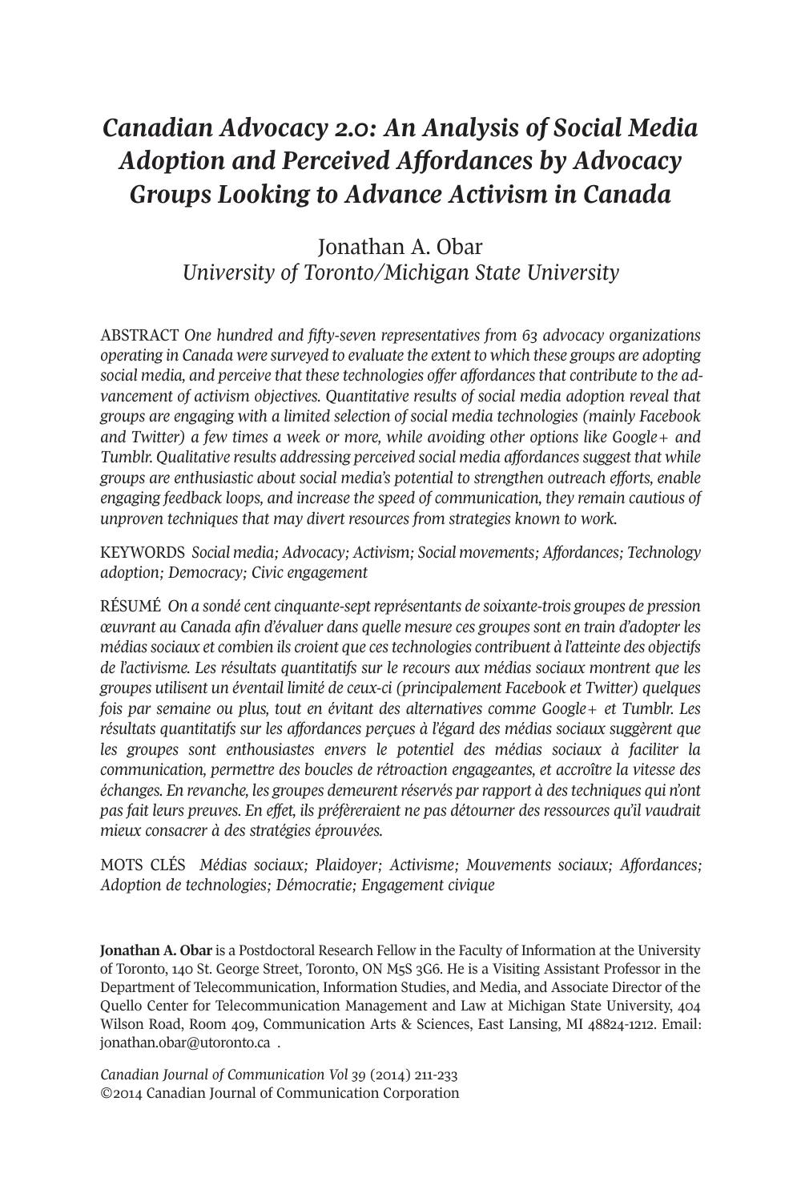# *Canadian Advocacy 2.0: An Analysis of Social Media Adoption and Perceived Affordances by Advocacy Groups Looking to Advance Activism in Canada*

Jonathan A. Obar
*University of Toronto/Michigan State University*

ABSTRACT *One hundred and fifty-seven representatives from 63 advocacy organizations operating in Canada were surveyed to evaluate the extent to which these groups are adopting social media, and perceive that these technologies offer affordances that contribute to the advancement of activism objectives. Quantitative results of social media adoption reveal that groups are engaging with a limited selection of social media technologies (mainly Facebook and Twitter) a few times a week or more, while avoiding other options like Google+ and Tumblr. Qualitative results addressing perceived social media affordances suggest that while groups are enthusiastic about social media's potential to strengthen outreach efforts, enable engaging feedback loops, and increase the speed of communication, they remain cautious of unproven techniques that may divert resources from strategies known to work.*

KEYWORDS *Social media; Advocacy; Activism; Social movements; Affordances; Technology adoption; Democracy; Civic engagement*

RÉSUMÉ *On a sondé cent cinquante-sept représentants de soixante-trois groupes de pression œuvrant au Canada afin d'évaluer dans quelle mesure ces groupes sont en train d'adopter les médias sociaux et combien ils croient que ces technologies contribuent à l'atteinte des objectifs de l'activisme. Les résultats quantitatifs sur le recours aux médias sociaux montrent que les groupes utilisent un éventail limité de ceux-ci (principalement Facebook et Twitter) quelques fois par semaine ou plus, tout en évitant des alternatives comme Google+ et Tumblr. Les résultats quantitatifs sur les affordances perçues à l'égard des médias sociaux suggèrent que les groupes sont enthousiastes envers le potentiel des médias sociaux à faciliter la communication, permettre des boucles de rétroaction engageantes, et accroître la vitesse des échanges. En revanche, les groupes demeurent réservés par rapport à des techniques qui n'ont pas fait leurs preuves. En effet, ils préféreraient ne pas détourner des ressources qu'il vaudrait mieux consacrer à des stratégies éprouvées.*

MOTS CLÉS *Médias sociaux; Plaidoyer; Activisme; Mouvements sociaux; Affordances; Adoption de technologies; Démocratie; Engagement civique*

**Jonathan A. Obar** is a Postdoctoral Research Fellow in the Faculty of Information at the University of Toronto, 140 St. George Street, Toronto, ON M5S 3G6. He is a Visiting Assistant Professor in the Department of Telecommunication, Information Studies, and Media, and Associate Director of the Quello Center for Telecommunication Management and Law at Michigan State University, 404 Wilson Road, Room 409, Communication Arts & Sciences, East Lansing, MI 48824-1212. Email: jonathan.obar@utoronto.ca .

*Canadian Journal of Communication Vol 39* (2014) 211-233
©2014 Canadian Journal of Communication Corporation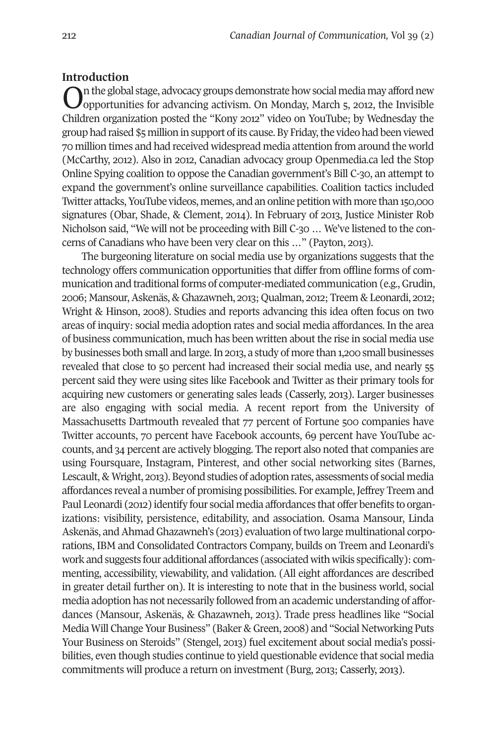## Introduction

On the global stage, advocacy groups demonstrate how social media may afford new opportunities for advancing activism. On Monday, March 5, 2012, the Invisible Children organization posted the "Kony 2012" video on YouTube; by Wednesday the group had raised $5 million in support of its cause. By Friday, the video had been viewed 70 million times and had received widespread media attention from around the world (McCarthy, 2012). Also in 2012, Canadian advocacy group Openmedia.ca led the Stop Online Spying coalition to oppose the Canadian government's Bill C-30, an attempt to expand the government's online surveillance capabilities. Coalition tactics included Twitter attacks, YouTube videos, memes, and an online petition with more than 150,000 signatures (Obar, Shade, & Clement, 2014). In February of 2013, Justice Minister Rob Nicholson said, "We will not be proceeding with Bill C-30 … We've listened to the concerns of Canadians who have been very clear on this …" (Payton, 2013).

The burgeoning literature on social media use by organizations suggests that the technology offers communication opportunities that differ from offline forms of communication and traditional forms of computer-mediated communication (e.g., Grudin, 2006; Mansour, Askenäs, & Ghazawneh, 2013; Qualman, 2012; Treem & Leonardi, 2012; Wright & Hinson, 2008). Studies and reports advancing this idea often focus on two areas of inquiry: social media adoption rates and social media affordances. In the area of business communication, much has been written about the rise in social media use by businesses both small and large. In 2013, a study of more than 1,200 small businesses revealed that close to 50 percent had increased their social media use, and nearly 55 percent said they were using sites like Facebook and Twitter as their primary tools for acquiring new customers or generating sales leads (Casserly, 2013). Larger businesses are also engaging with social media. A recent report from the University of Massachusetts Dartmouth revealed that 77 percent of Fortune 500 companies have Twitter accounts, 70 percent have Facebook accounts, 69 percent have YouTube accounts, and 34 percent are actively blogging. The report also noted that companies are using Foursquare, Instagram, Pinterest, and other social networking sites (Barnes, Lescault, & Wright, 2013). Beyond studies of adoption rates, assessments of social media affordances reveal a number of promising possibilities. For example, Jeffrey Treem and Paul Leonardi (2012) identify four social media affordances that offer benefits to organizations: visibility, persistence, editability, and association. Osama Mansour, Linda Askenäs, and Ahmad Ghazawneh's (2013) evaluation of two large multinational corporations, IBM and Consolidated Contractors Company, builds on Treem and Leonardi's work and suggests four additional affordances (associated with wikis specifically): commenting, accessibility, viewability, and validation. (All eight affordances are described in greater detail further on). It is interesting to note that in the business world, social media adoption has not necessarily followed from an academic understanding of affordances (Mansour, Askenäs, & Ghazawneh, 2013). Trade press headlines like "Social Media Will Change Your Business" (Baker & Green, 2008) and "Social Networking Puts Your Business on Steroids" (Stengel, 2013) fuel excitement about social media's possibilities, even though studies continue to yield questionable evidence that social media commitments will produce a return on investment (Burg, 2013; Casserly, 2013).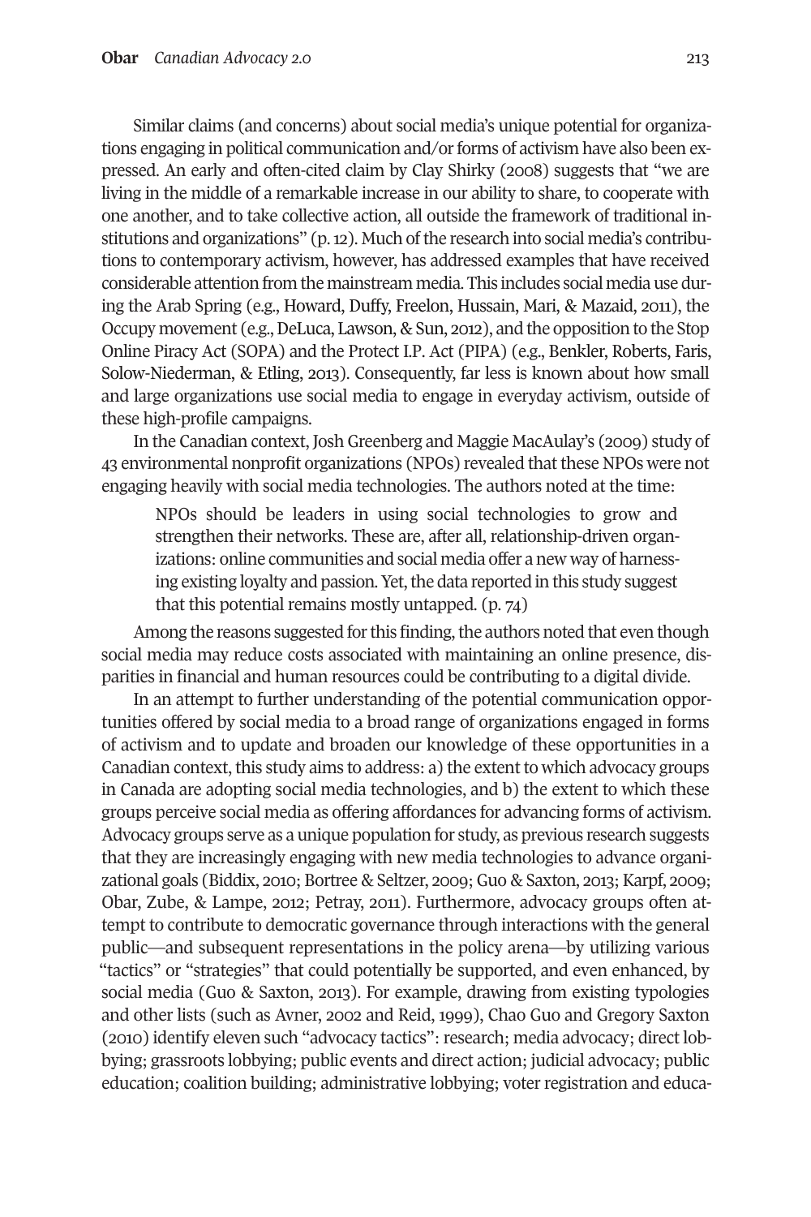Similar claims (and concerns) about social media's unique potential for organizations engaging in political communication and/or forms of activism have also been expressed. An early and often-cited claim by Clay Shirky (2008) suggests that "we are living in the middle of a remarkable increase in our ability to share, to cooperate with one another, and to take collective action, all outside the framework of traditional institutions and organizations" (p. 12). Much of the research into social media's contributions to contemporary activism, however, has addressed examples that have received considerable attention from the mainstream media. This includes social media use during the Arab Spring (e.g., Howard, Duffy, Freelon, Hussain, Mari, & Mazaid, 2011), the Occupy movement (e.g., DeLuca, Lawson, & Sun, 2012), and the opposition to the Stop Online Piracy Act (SOPA) and the Protect I.P. Act (PIPA) (e.g., Benkler, Roberts, Faris, Solow-Niederman, & Etling, 2013). Consequently, far less is known about how small and large organizations use social media to engage in everyday activism, outside of these high-profile campaigns.

In the Canadian context, Josh Greenberg and Maggie MacAulay's (2009) study of 43 environmental nonprofit organizations (NPOs) revealed that these NPOs were not engaging heavily with social media technologies. The authors noted at the time:

> NPOs should be leaders in using social technologies to grow and strengthen their networks. These are, after all, relationship-driven organizations: online communities and social media offer a new way of harnessing existing loyalty and passion. Yet, the data reported in this study suggest that this potential remains mostly untapped. (p. 74)

Among the reasons suggested for this finding, the authors noted that even though social media may reduce costs associated with maintaining an online presence, disparities in financial and human resources could be contributing to a digital divide.

In an attempt to further understanding of the potential communication opportunities offered by social media to a broad range of organizations engaged in forms of activism and to update and broaden our knowledge of these opportunities in a Canadian context, this study aims to address: a) the extent to which advocacy groups in Canada are adopting social media technologies, and b) the extent to which these groups perceive social media as offering affordances for advancing forms of activism. Advocacy groups serve as a unique population for study, as previous research suggests that they are increasingly engaging with new media technologies to advance organizational goals (Biddix, 2010; Bortree & Seltzer, 2009; Guo & Saxton, 2013; Karpf, 2009; Obar, Zube, & Lampe, 2012; Petray, 2011). Furthermore, advocacy groups often attempt to contribute to democratic governance through interactions with the general public—and subsequent representations in the policy arena—by utilizing various "tactics" or "strategies" that could potentially be supported, and even enhanced, by social media (Guo & Saxton, 2013). For example, drawing from existing typologies and other lists (such as Avner, 2002 and Reid, 1999), Chao Guo and Gregory Saxton (2010) identify eleven such "advocacy tactics": research; media advocacy; direct lobbying; grassroots lobbying; public events and direct action; judicial advocacy; public education; coalition building; administrative lobbying; voter registration and educa-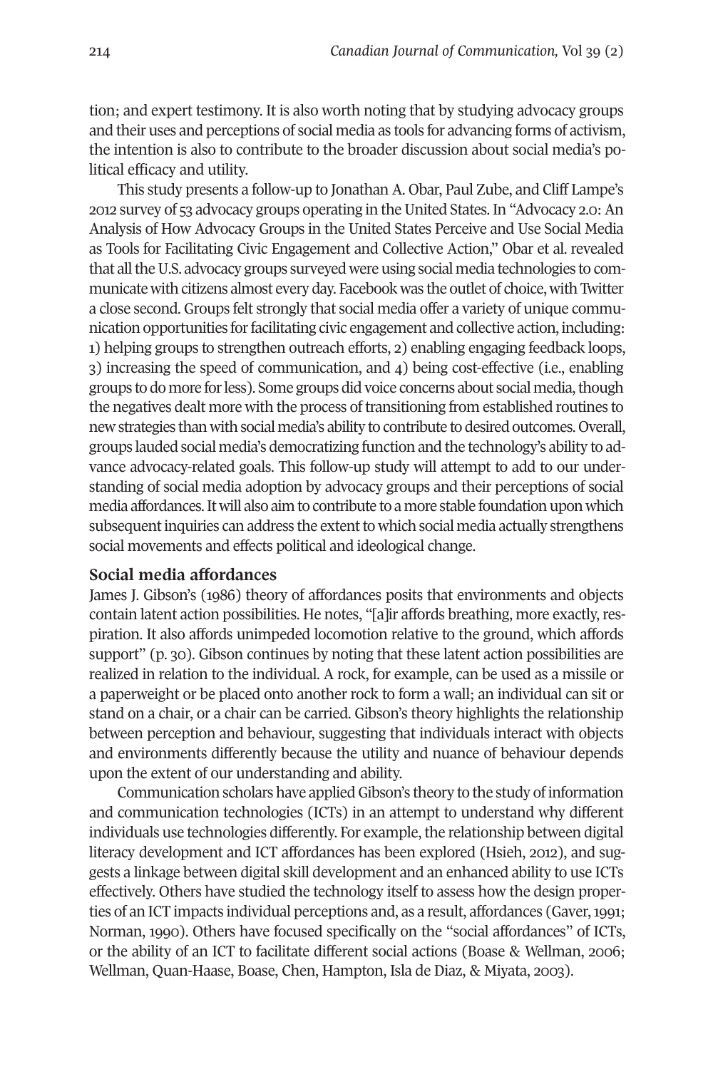tion; and expert testimony. It is also worth noting that by studying advocacy groups and their uses and perceptions of social media as tools for advancing forms of activism, the intention is also to contribute to the broader discussion about social media's political efficacy and utility.

This study presents a follow-up to Jonathan A. Obar, Paul Zube, and Cliff Lampe's 2012 survey of 53 advocacy groups operating in the United States. In "Advocacy 2.0: An Analysis of How Advocacy Groups in the United States Perceive and Use Social Media as Tools for Facilitating Civic Engagement and Collective Action," Obar et al. revealed that all the U.S. advocacy groups surveyed were using social media technologies to communicate with citizens almost every day. Facebook was the outlet of choice, with Twitter a close second. Groups felt strongly that social media offer a variety of unique communication opportunities for facilitating civic engagement and collective action, including: 1) helping groups to strengthen outreach efforts, 2) enabling engaging feedback loops, 3) increasing the speed of communication, and 4) being cost-effective (i.e., enabling groups to do more for less). Some groups did voice concerns about social media, though the negatives dealt more with the process of transitioning from established routines to new strategies than with social media's ability to contribute to desired outcomes. Overall, groups lauded social media's democratizing function and the technology's ability to advance advocacy-related goals. This follow-up study will attempt to add to our understanding of social media adoption by advocacy groups and their perceptions of social media affordances. It will also aim to contribute to a more stable foundation upon which subsequent inquiries can address the extent to which social media actually strengthens social movements and effects political and ideological change.

## Social media affordances

James J. Gibson's (1986) theory of affordances posits that environments and objects contain latent action possibilities. He notes, "[a]ir affords breathing, more exactly, respiration. It also affords unimpeded locomotion relative to the ground, which affords support" (p. 30). Gibson continues by noting that these latent action possibilities are realized in relation to the individual. A rock, for example, can be used as a missile or a paperweight or be placed onto another rock to form a wall; an individual can sit or stand on a chair, or a chair can be carried. Gibson's theory highlights the relationship between perception and behaviour, suggesting that individuals interact with objects and environments differently because the utility and nuance of behaviour depends upon the extent of our understanding and ability.

Communication scholars have applied Gibson's theory to the study of information and communication technologies (ICTs) in an attempt to understand why different individuals use technologies differently. For example, the relationship between digital literacy development and ICT affordances has been explored (Hsieh, 2012), and suggests a linkage between digital skill development and an enhanced ability to use ICTs effectively. Others have studied the technology itself to assess how the design properties of an ICT impacts individual perceptions and, as a result, affordances (Gaver, 1991; Norman, 1990). Others have focused specifically on the "social affordances" of ICTs, or the ability of an ICT to facilitate different social actions (Boase & Wellman, 2006; Wellman, Quan-Haase, Boase, Chen, Hampton, Isla de Diaz, & Miyata, 2003).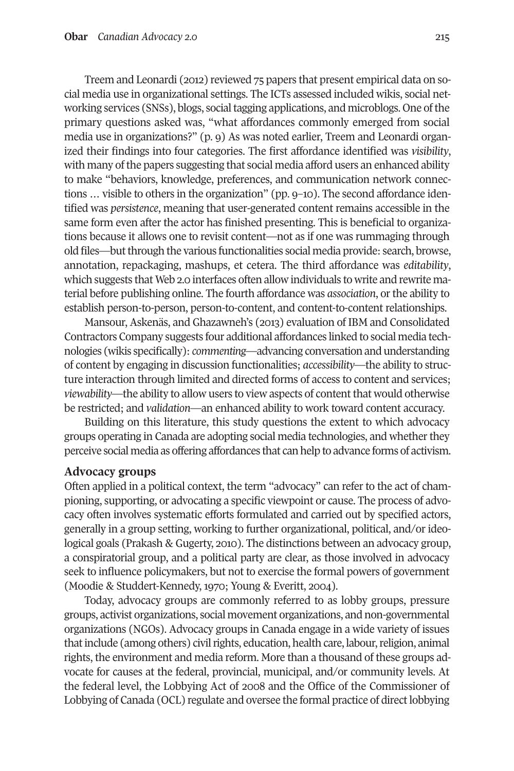Treem and Leonardi (2012) reviewed 75 papers that present empirical data on social media use in organizational settings. The ICTs assessed included wikis, social networking services (SNSs), blogs, social tagging applications, and microblogs. One of the primary questions asked was, "what affordances commonly emerged from social media use in organizations?" (p. 9) As was noted earlier, Treem and Leonardi organized their findings into four categories. The first affordance identified was *visibility*, with many of the papers suggesting that social media afford users an enhanced ability to make "behaviors, knowledge, preferences, and communication network connections … visible to others in the organization" (pp. 9–10). The second affordance identified was *persistence*, meaning that user-generated content remains accessible in the same form even after the actor has finished presenting. This is beneficial to organizations because it allows one to revisit content—not as if one was rummaging through old files—but through the various functionalities social media provide: search, browse, annotation, repackaging, mashups, et cetera. The third affordance was *editability*, which suggests that Web 2.0 interfaces often allow individuals to write and rewrite material before publishing online. The fourth affordance was *association*, or the ability to establish person-to-person, person-to-content, and content-to-content relationships.

Mansour, Askenäs, and Ghazawneh's (2013) evaluation of IBM and Consolidated Contractors Company suggests four additional affordances linked to social media technologies (wikis specifically): *commenting*—advancing conversation and understanding of content by engaging in discussion functionalities; *accessibility*—the ability to structure interaction through limited and directed forms of access to content and services; *viewability*—the ability to allow users to view aspects of content that would otherwise be restricted; and *validation*—an enhanced ability to work toward content accuracy.

Building on this literature, this study questions the extent to which advocacy groups operating in Canada are adopting social media technologies, and whether they perceive social media as offering affordances that can help to advance forms of activism.

## Advocacy groups

Often applied in a political context, the term "advocacy" can refer to the act of championing, supporting, or advocating a specific viewpoint or cause. The process of advocacy often involves systematic efforts formulated and carried out by specified actors, generally in a group setting, working to further organizational, political, and/or ideological goals (Prakash & Gugerty, 2010). The distinctions between an advocacy group, a conspiratorial group, and a political party are clear, as those involved in advocacy seek to influence policymakers, but not to exercise the formal powers of government (Moodie & Studdert-Kennedy, 1970; Young & Everitt, 2004).

Today, advocacy groups are commonly referred to as lobby groups, pressure groups, activist organizations, social movement organizations, and non-governmental organizations (NGOs). Advocacy groups in Canada engage in a wide variety of issues that include (among others) civil rights, education, health care, labour, religion, animal rights, the environment and media reform. More than a thousand of these groups advocate for causes at the federal, provincial, municipal, and/or community levels. At the federal level, the Lobbying Act of 2008 and the Office of the Commissioner of Lobbying of Canada (OCL) regulate and oversee the formal practice of direct lobbying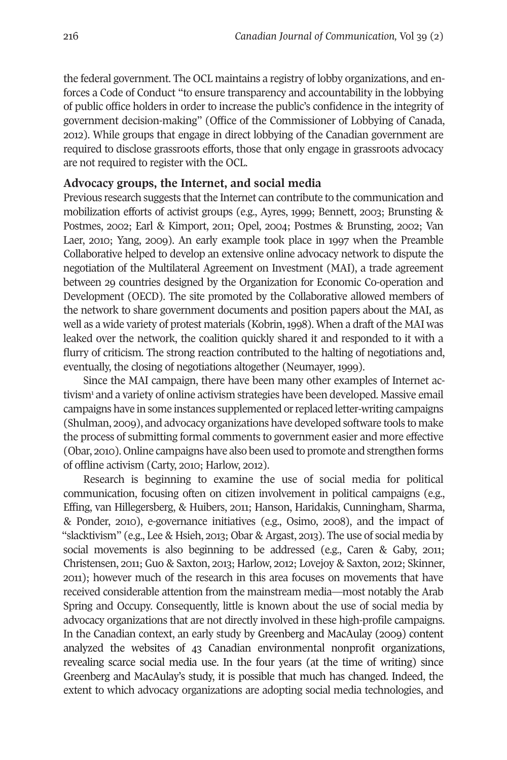the federal government. The OCL maintains a registry of lobby organizations, and enforces a Code of Conduct "to ensure transparency and accountability in the lobbying of public office holders in order to increase the public's confidence in the integrity of government decision-making" (Office of the Commissioner of Lobbying of Canada, 2012). While groups that engage in direct lobbying of the Canadian government are required to disclose grassroots efforts, those that only engage in grassroots advocacy are not required to register with the OCL.

## Advocacy groups, the Internet, and social media

Previous research suggests that the Internet can contribute to the communication and mobilization efforts of activist groups (e.g., Ayres, 1999; Bennett, 2003; Brunsting & Postmes, 2002; Earl & Kimport, 2011; Opel, 2004; Postmes & Brunsting, 2002; Van Laer, 2010; Yang, 2009). An early example took place in 1997 when the Preamble Collaborative helped to develop an extensive online advocacy network to dispute the negotiation of the Multilateral Agreement on Investment (MAI), a trade agreement between 29 countries designed by the Organization for Economic Co-operation and Development (OECD). The site promoted by the Collaborative allowed members of the network to share government documents and position papers about the MAI, as well as a wide variety of protest materials (Kobrin, 1998). When a draft of the MAI was leaked over the network, the coalition quickly shared it and responded to it with a flurry of criticism. The strong reaction contributed to the halting of negotiations and, eventually, the closing of negotiations altogether (Neumayer, 1999).

Since the MAI campaign, there have been many other examples of Internet activism[1] and a variety of online activism strategies have been developed. Massive email campaigns have in some instances supplemented or replaced letter-writing campaigns (Shulman, 2009), and advocacy organizations have developed software tools to make the process of submitting formal comments to government easier and more effective (Obar, 2010). Online campaigns have also been used to promote and strengthen forms of offline activism (Carty, 2010; Harlow, 2012).

Research is beginning to examine the use of social media for political communication, focusing often on citizen involvement in political campaigns (e.g., Effing, van Hillegersberg, & Huibers, 2011; Hanson, Haridakis, Cunningham, Sharma, & Ponder, 2010), e-governance initiatives (e.g., Osimo, 2008), and the impact of "slacktivism" (e.g., Lee & Hsieh, 2013; Obar & Argast, 2013). The use of social media by social movements is also beginning to be addressed (e.g., Caren & Gaby, 2011; Christensen, 2011; Guo & Saxton, 2013; Harlow, 2012; Lovejoy & Saxton, 2012; Skinner, 2011); however much of the research in this area focuses on movements that have received considerable attention from the mainstream media—most notably the Arab Spring and Occupy. Consequently, little is known about the use of social media by advocacy organizations that are not directly involved in these high-profile campaigns. In the Canadian context, an early study by Greenberg and MacAulay (2009) content analyzed the websites of 43 Canadian environmental nonprofit organizations, revealing scarce social media use. In the four years (at the time of writing) since Greenberg and MacAulay's study, it is possible that much has changed. Indeed, the extent to which advocacy organizations are adopting social media technologies, and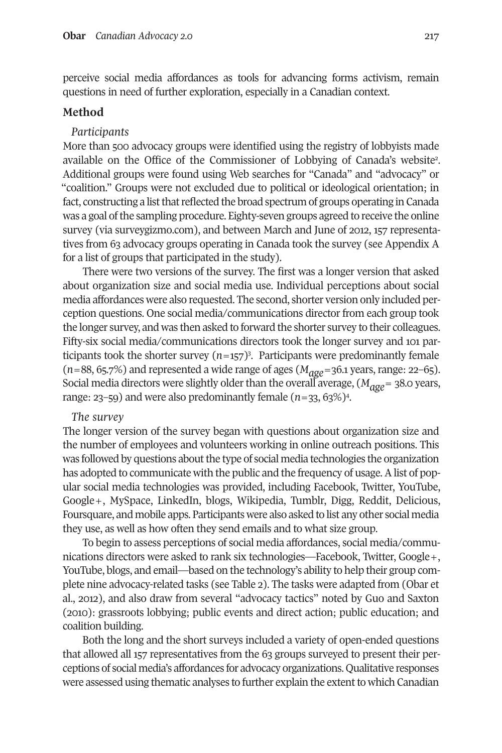perceive social media affordances as tools for advancing forms activism, remain questions in need of further exploration, especially in a Canadian context.

## Method

### *Participants*

More than 500 advocacy groups were identified using the registry of lobbyists made available on the Office of the Commissioner of Lobbying of Canada's website[2]. Additional groups were found using Web searches for "Canada" and "advocacy" or "coalition." Groups were not excluded due to political or ideological orientation; in fact, constructing a list that reflected the broad spectrum of groups operating in Canada was a goal of the sampling procedure. Eighty-seven groups agreed to receive the online survey (via surveygizmo.com), and between March and June of 2012, 157 representatives from 63 advocacy groups operating in Canada took the survey (see Appendix A for a list of groups that participated in the study).

There were two versions of the survey. The first was a longer version that asked about organization size and social media use. Individual perceptions about social media affordances were also requested. The second, shorter version only included perception questions. One social media/communications director from each group took the longer survey, and was then asked to forward the shorter survey to their colleagues. Fifty-six social media/communications directors took the longer survey and 101 participants took the shorter survey ($n$=157)[3]. Participants were predominantly female ($n$=88, 65.7%) and represented a wide range of ages ($M_{age}$=36.1 years, range: 22–65). Social media directors were slightly older than the overall average, ($M_{age}$= 38.0 years, range: 23–59) and were also predominantly female ($n$=33, 63%)[4].

### *The survey*

The longer version of the survey began with questions about organization size and the number of employees and volunteers working in online outreach positions. This was followed by questions about the type of social media technologies the organization has adopted to communicate with the public and the frequency of usage. A list of popular social media technologies was provided, including Facebook, Twitter, YouTube, Google+, MySpace, LinkedIn, blogs, Wikipedia, Tumblr, Digg, Reddit, Delicious, Foursquare, and mobile apps. Participants were also asked to list any other social media they use, as well as how often they send emails and to what size group.

To begin to assess perceptions of social media affordances, social media/communications directors were asked to rank six technologies—Facebook, Twitter, Google+, YouTube, blogs, and email—based on the technology's ability to help their group complete nine advocacy-related tasks (see Table 2). The tasks were adapted from (Obar et al., 2012), and also draw from several "advocacy tactics" noted by Guo and Saxton (2010): grassroots lobbying; public events and direct action; public education; and coalition building.

Both the long and the short surveys included a variety of open-ended questions that allowed all 157 representatives from the 63 groups surveyed to present their perceptions of social media's affordances for advocacy organizations. Qualitative responses were assessed using thematic analyses to further explain the extent to which Canadian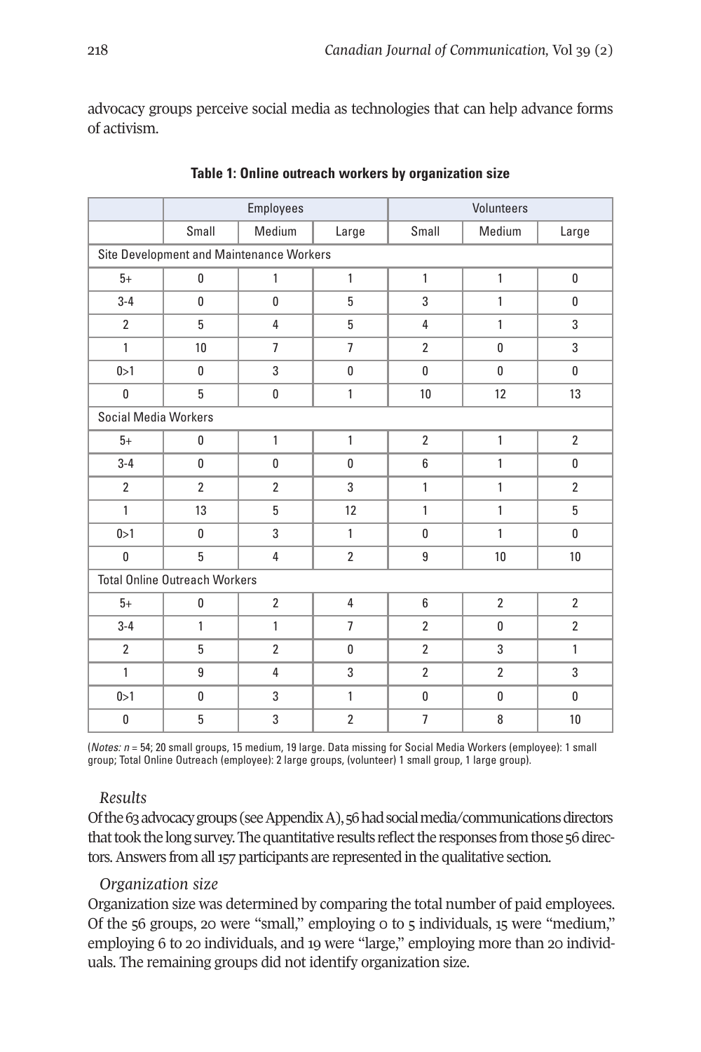advocacy groups perceive social media as technologies that can help advance forms of activism.

**Table 1: Online outreach workers by organization size**

| | Employees | | | Volunteers | | |
|---|---|---|---|---|---|---|
| | Small | Medium | Large | Small | Medium | Large |
| Site Development and Maintenance Workers | | | | | | |
| 5+ | 0 | 1 | 1 | 1 | 1 | 0 |
| 3-4 | 0 | 0 | 5 | 3 | 1 | 0 |
| 2 | 5 | 4 | 5 | 4 | 1 | 3 |
| 1 | 10 | 7 | 7 | 2 | 0 | 3 |
| 0>1 | 0 | 3 | 0 | 0 | 0 | 0 |
| 0 | 5 | 0 | 1 | 10 | 12 | 13 |
| Social Media Workers | | | | | | |
| 5+ | 0 | 1 | 1 | 2 | 1 | 2 |
| 3-4 | 0 | 0 | 0 | 6 | 1 | 0 |
| 2 | 2 | 2 | 3 | 1 | 1 | 2 |
| 1 | 13 | 5 | 12 | 1 | 1 | 5 |
| 0>1 | 0 | 3 | 1 | 0 | 1 | 0 |
| 0 | 5 | 4 | 2 | 9 | 10 | 10 |
| Total Online Outreach Workers | | | | | | |
| 5+ | 0 | 2 | 4 | 6 | 2 | 2 |
| 3-4 | 1 | 1 | 7 | 2 | 0 | 2 |
| 2 | 5 | 2 | 0 | 2 | 3 | 1 |
| 1 | 9 | 4 | 3 | 2 | 2 | 3 |
| 0>1 | 0 | 3 | 1 | 0 | 0 | 0 |
| 0 | 5 | 3 | 2 | 7 | 8 | 10 |

(*Notes:* $n$ = 54; 20 small groups, 15 medium, 19 large. Data missing for Social Media Workers (employee): 1 small group; Total Online Outreach (employee): 2 large groups, (volunteer) 1 small group, 1 large group).

### *Results*

Of the 63 advocacy groups (see Appendix A), 56 had social media/communications directors that took the long survey. The quantitative results reflect the responses from those 56 directors. Answers from all 157 participants are represented in the qualitative section.

### *Organization size*

Organization size was determined by comparing the total number of paid employees. Of the 56 groups, 20 were "small," employing 0 to 5 individuals, 15 were "medium," employing 6 to 20 individuals, and 19 were "large," employing more than 20 individuals. The remaining groups did not identify organization size.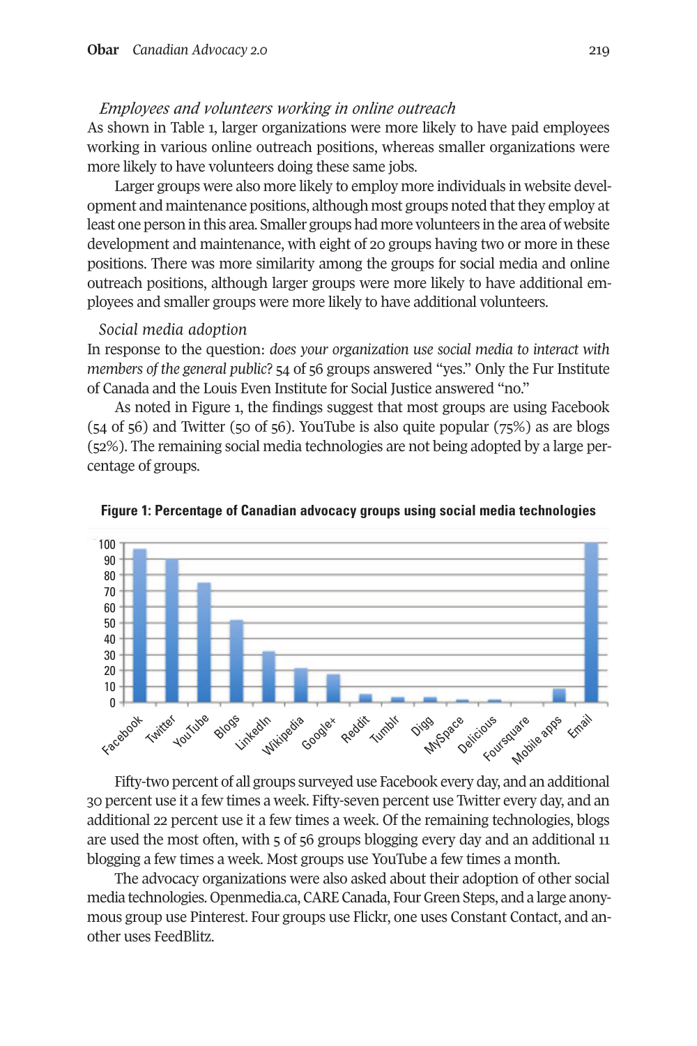### *Employees and volunteers working in online outreach*

As shown in Table 1, larger organizations were more likely to have paid employees working in various online outreach positions, whereas smaller organizations were more likely to have volunteers doing these same jobs.

Larger groups were also more likely to employ more individuals in website development and maintenance positions, although most groups noted that they employ at least one person in this area. Smaller groups had more volunteers in the area of website development and maintenance, with eight of 20 groups having two or more in these positions. There was more similarity among the groups for social media and online outreach positions, although larger groups were more likely to have additional employees and smaller groups were more likely to have additional volunteers.

### *Social media adoption*

In response to the question: *does your organization use social media to interact with members of the general public?* 54 of 56 groups answered "yes." Only the Fur Institute of Canada and the Louis Even Institute for Social Justice answered "no."

As noted in Figure 1, the findings suggest that most groups are using Facebook (54 of 56) and Twitter (50 of 56). YouTube is also quite popular (75%) as are blogs (52%). The remaining social media technologies are not being adopted by a large percentage of groups.

**Figure 1: Percentage of Canadian advocacy groups using social media technologies**

Fifty-two percent of all groups surveyed use Facebook every day, and an additional 30 percent use it a few times a week. Fifty-seven percent use Twitter every day, and an additional 22 percent use it a few times a week. Of the remaining technologies, blogs are used the most often, with 5 of 56 groups blogging every day and an additional 11 blogging a few times a week. Most groups use YouTube a few times a month.

The advocacy organizations were also asked about their adoption of other social media technologies. Openmedia.ca, CARE Canada, Four Green Steps, and a large anonymous group use Pinterest. Four groups use Flickr, one uses Constant Contact, and another uses FeedBlitz.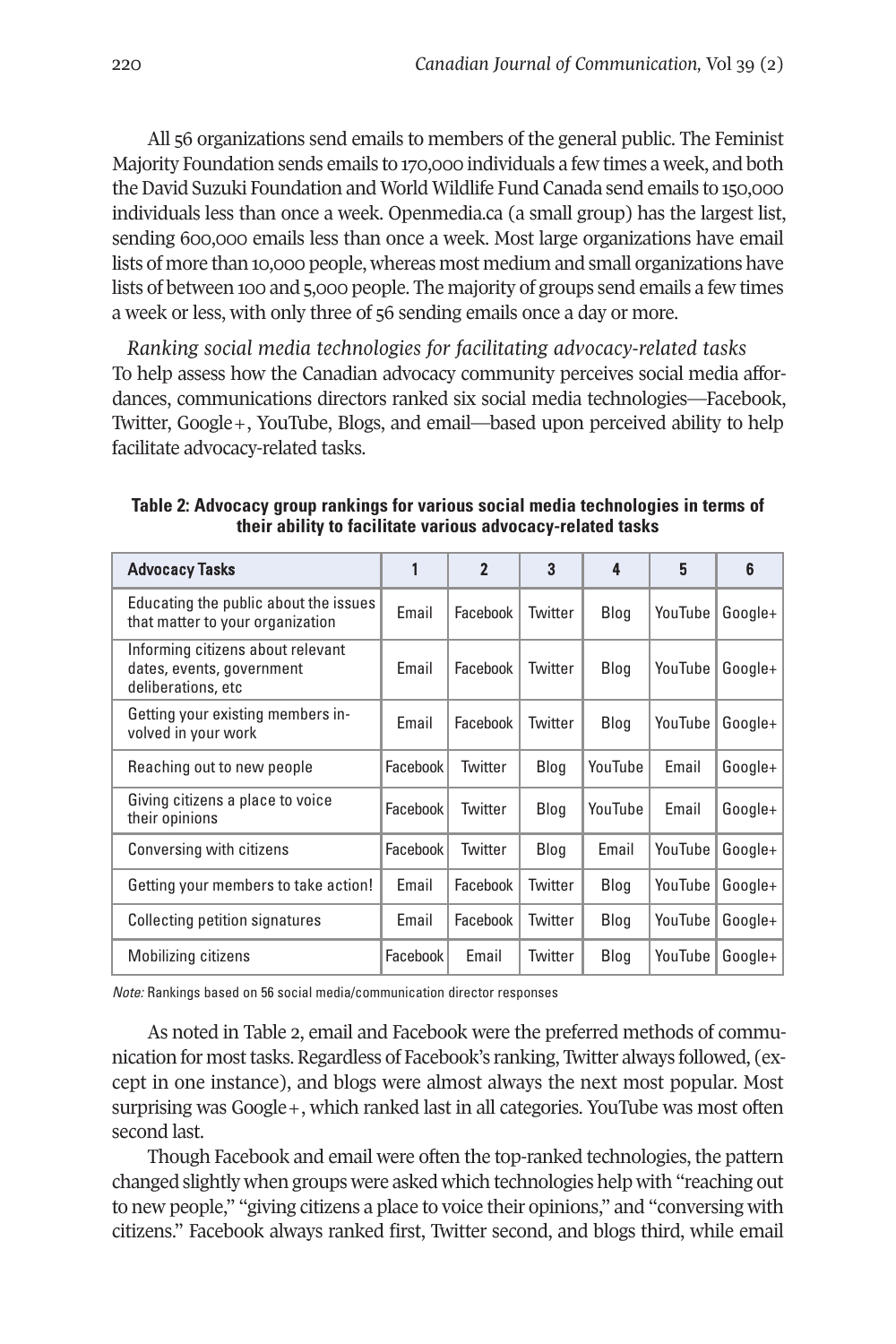All 56 organizations send emails to members of the general public. The Feminist Majority Foundation sends emails to 170,000 individuals a few times a week, and both the David Suzuki Foundation and World Wildlife Fund Canada send emails to 150,000 individuals less than once a week. Openmedia.ca (a small group) has the largest list, sending 600,000 emails less than once a week. Most large organizations have email lists of more than 10,000 people, whereas most medium and small organizations have lists of between 100 and 5,000 people. The majority of groups send emails a few times a week or less, with only three of 56 sending emails once a day or more.

*Ranking social media technologies for facilitating advocacy-related tasks*
To help assess how the Canadian advocacy community perceives social media affordances, communications directors ranked six social media technologies—Facebook, Twitter, Google+, YouTube, Blogs, and email—based upon perceived ability to help facilitate advocacy-related tasks.

**Table 2: Advocacy group rankings for various social media technologies in terms of their ability to facilitate various advocacy-related tasks**

| Advocacy Tasks | 1 | 2 | 3 | 4 | 5 | 6 |
|---|---|---|---|---|---|---|
| Educating the public about the issues that matter to your organization | Email | Facebook | Twitter | Blog | YouTube | Google+ |
| Informing citizens about relevant dates, events, government deliberations, etc | Email | Facebook | Twitter | Blog | YouTube | Google+ |
| Getting your existing members involved in your work | Email | Facebook | Twitter | Blog | YouTube | Google+ |
| Reaching out to new people | Facebook | Twitter | Blog | YouTube | Email | Google+ |
| Giving citizens a place to voice their opinions | Facebook | Twitter | Blog | YouTube | Email | Google+ |
| Conversing with citizens | Facebook | Twitter | Blog | Email | YouTube | Google+ |
| Getting your members to take action! | Email | Facebook | Twitter | Blog | YouTube | Google+ |
| Collecting petition signatures | Email | Facebook | Twitter | Blog | YouTube | Google+ |
| Mobilizing citizens | Facebook | Email | Twitter | Blog | YouTube | Google+ |

*Note:* Rankings based on 56 social media/communication director responses

As noted in Table 2, email and Facebook were the preferred methods of communication for most tasks. Regardless of Facebook's ranking, Twitter always followed, (except in one instance), and blogs were almost always the next most popular. Most surprising was Google+, which ranked last in all categories. YouTube was most often second last.

Though Facebook and email were often the top-ranked technologies, the pattern changed slightly when groups were asked which technologies help with "reaching out to new people," "giving citizens a place to voice their opinions," and "conversing with citizens." Facebook always ranked first, Twitter second, and blogs third, while email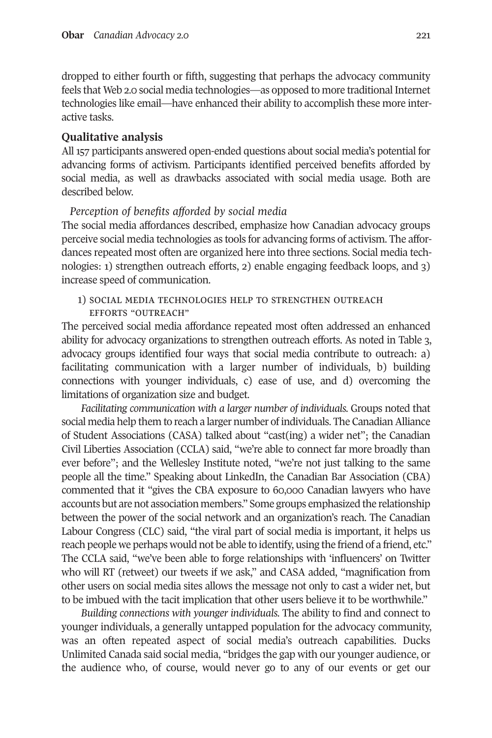dropped to either fourth or fifth, suggesting that perhaps the advocacy community feels that Web 2.0 social media technologies—as opposed to more traditional Internet technologies like email—have enhanced their ability to accomplish these more interactive tasks.

## Qualitative analysis

All 157 participants answered open-ended questions about social media's potential for advancing forms of activism. Participants identified perceived benefits afforded by social media, as well as drawbacks associated with social media usage. Both are described below.

### *Perception of benefits afforded by social media*

The social media affordances described, emphasize how Canadian advocacy groups perceive social media technologies as tools for advancing forms of activism. The affordances repeated most often are organized here into three sections. Social media technologies: 1) strengthen outreach efforts, 2) enable engaging feedback loops, and 3) increase speed of communication.

#### 1) Social media technologies help to strengthen outreach efforts "outreach"

The perceived social media affordance repeated most often addressed an enhanced ability for advocacy organizations to strengthen outreach efforts. As noted in Table 3, advocacy groups identified four ways that social media contribute to outreach: a) facilitating communication with a larger number of individuals, b) building connections with younger individuals, c) ease of use, and d) overcoming the limitations of organization size and budget.

*Facilitating communication with a larger number of individuals.* Groups noted that social media help them to reach a larger number of individuals. The Canadian Alliance of Student Associations (CASA) talked about "cast(ing) a wider net"; the Canadian Civil Liberties Association (CCLA) said, "we're able to connect far more broadly than ever before"; and the Wellesley Institute noted, "we're not just talking to the same people all the time." Speaking about LinkedIn, the Canadian Bar Association (CBA) commented that it "gives the CBA exposure to 60,000 Canadian lawyers who have accounts but are not association members." Some groups emphasized the relationship between the power of the social network and an organization's reach. The Canadian Labour Congress (CLC) said, "the viral part of social media is important, it helps us reach people we perhaps would not be able to identify, using the friend of a friend, etc." The CCLA said, "we've been able to forge relationships with 'influencers' on Twitter who will RT (retweet) our tweets if we ask," and CASA added, "magnification from other users on social media sites allows the message not only to cast a wider net, but to be imbued with the tacit implication that other users believe it to be worthwhile."

*Building connections with younger individuals.* The ability to find and connect to younger individuals, a generally untapped population for the advocacy community, was an often repeated aspect of social media's outreach capabilities. Ducks Unlimited Canada said social media, "bridges the gap with our younger audience, or the audience who, of course, would never go to any of our events or get our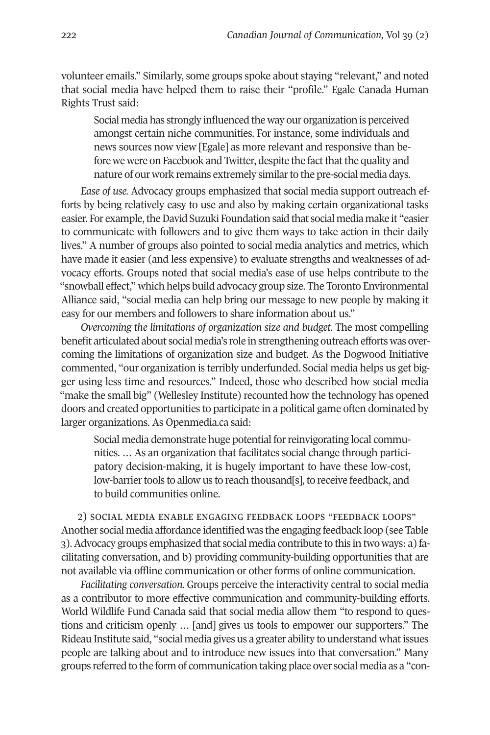volunteer emails." Similarly, some groups spoke about staying "relevant," and noted that social media have helped them to raise their "profile." Egale Canada Human Rights Trust said:

> Social media has strongly influenced the way our organization is perceived amongst certain niche communities. For instance, some individuals and news sources now view [Egale] as more relevant and responsive than before we were on Facebook and Twitter, despite the fact that the quality and nature of our work remains extremely similar to the pre-social media days.

*Ease of use.* Advocacy groups emphasized that social media support outreach efforts by being relatively easy to use and also by making certain organizational tasks easier. For example, the David Suzuki Foundation said that social media make it "easier to communicate with followers and to give them ways to take action in their daily lives." A number of groups also pointed to social media analytics and metrics, which have made it easier (and less expensive) to evaluate strengths and weaknesses of advocacy efforts. Groups noted that social media's ease of use helps contribute to the "snowball effect," which helps build advocacy group size. The Toronto Environmental Alliance said, "social media can help bring our message to new people by making it easy for our members and followers to share information about us."

*Overcoming the limitations of organization size and budget.* The most compelling benefit articulated about social media's role in strengthening outreach efforts was overcoming the limitations of organization size and budget. As the Dogwood Initiative commented, "our organization is terribly underfunded. Social media helps us get bigger using less time and resources." Indeed, those who described how social media "make the small big" (Wellesley Institute) recounted how the technology has opened doors and created opportunities to participate in a political game often dominated by larger organizations. As Openmedia.ca said:

> Social media demonstrate huge potential for reinvigorating local communities. … As an organization that facilitates social change through participatory decision-making, it is hugely important to have these low-cost, low-barrier tools to allow us to reach thousand[s], to receive feedback, and to build communities online.

2) SOCIAL MEDIA ENABLE ENGAGING FEEDBACK LOOPS "FEEDBACK LOOPS"
Another social media affordance identified was the engaging feedback loop (see Table 3). Advocacy groups emphasized that social media contribute to this in two ways: a) facilitating conversation, and b) providing community-building opportunities that are not available via offline communication or other forms of online communication.

*Facilitating conversation.* Groups perceive the interactivity central to social media as a contributor to more effective communication and community-building efforts. World Wildlife Fund Canada said that social media allow them "to respond to questions and criticism openly … [and] gives us tools to empower our supporters." The Rideau Institute said, "social media gives us a greater ability to understand what issues people are talking about and to introduce new issues into that conversation." Many groups referred to the form of communication taking place over social media as a "con-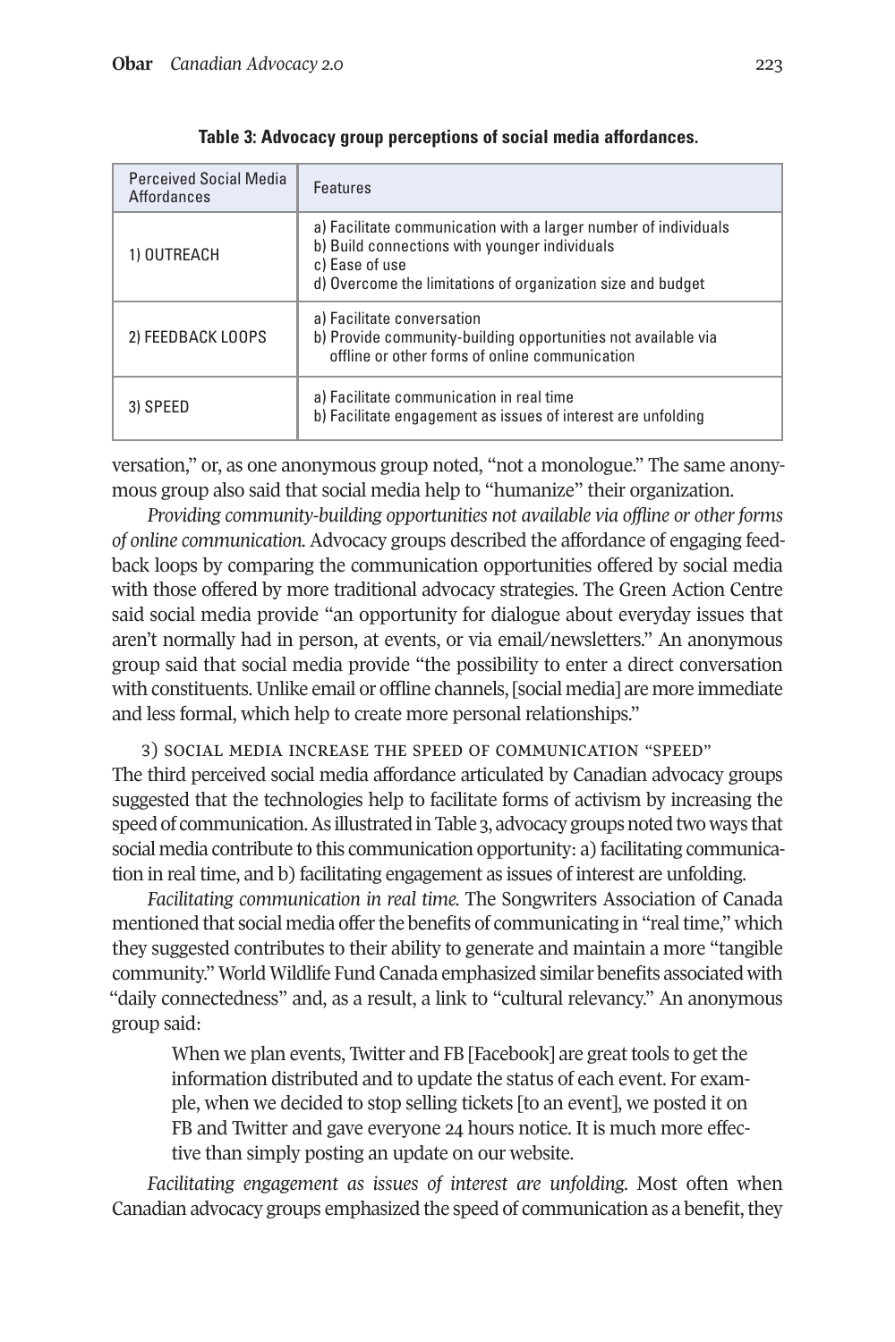**Table 3: Advocacy group perceptions of social media affordances.**

| Perceived Social Media Affordances | Features |
|---|---|
| 1) OUTREACH | a) Facilitate communication with a larger number of individuals<br>b) Build connections with younger individuals<br>c) Ease of use<br>d) Overcome the limitations of organization size and budget |
| 2) FEEDBACK LOOPS | a) Facilitate conversation<br>b) Provide community-building opportunities not available via offline or other forms of online communication |
| 3) SPEED | a) Facilitate communication in real time<br>b) Facilitate engagement as issues of interest are unfolding |

versation," or, as one anonymous group noted, "not a monologue." The same anonymous group also said that social media help to "humanize" their organization.

*Providing community-building opportunities not available via offline or other forms of online communication.* Advocacy groups described the affordance of engaging feedback loops by comparing the communication opportunities offered by social media with those offered by more traditional advocacy strategies. The Green Action Centre said social media provide "an opportunity for dialogue about everyday issues that aren't normally had in person, at events, or via email/newsletters." An anonymous group said that social media provide "the possibility to enter a direct conversation with constituents. Unlike email or offline channels, [social media] are more immediate and less formal, which help to create more personal relationships."

### 3) Social media increase the speed of communication "speed"

The third perceived social media affordance articulated by Canadian advocacy groups suggested that the technologies help to facilitate forms of activism by increasing the speed of communication. As illustrated in Table 3, advocacy groups noted two ways that social media contribute to this communication opportunity: a) facilitating communication in real time, and b) facilitating engagement as issues of interest are unfolding.

*Facilitating communication in real time.* The Songwriters Association of Canada mentioned that social media offer the benefits of communicating in "real time," which they suggested contributes to their ability to generate and maintain a more "tangible community." World Wildlife Fund Canada emphasized similar benefits associated with "daily connectedness" and, as a result, a link to "cultural relevancy." An anonymous group said:

> When we plan events, Twitter and FB [Facebook] are great tools to get the information distributed and to update the status of each event. For example, when we decided to stop selling tickets [to an event], we posted it on FB and Twitter and gave everyone 24 hours notice. It is much more effective than simply posting an update on our website.

*Facilitating engagement as issues of interest are unfolding.* Most often when Canadian advocacy groups emphasized the speed of communication as a benefit, they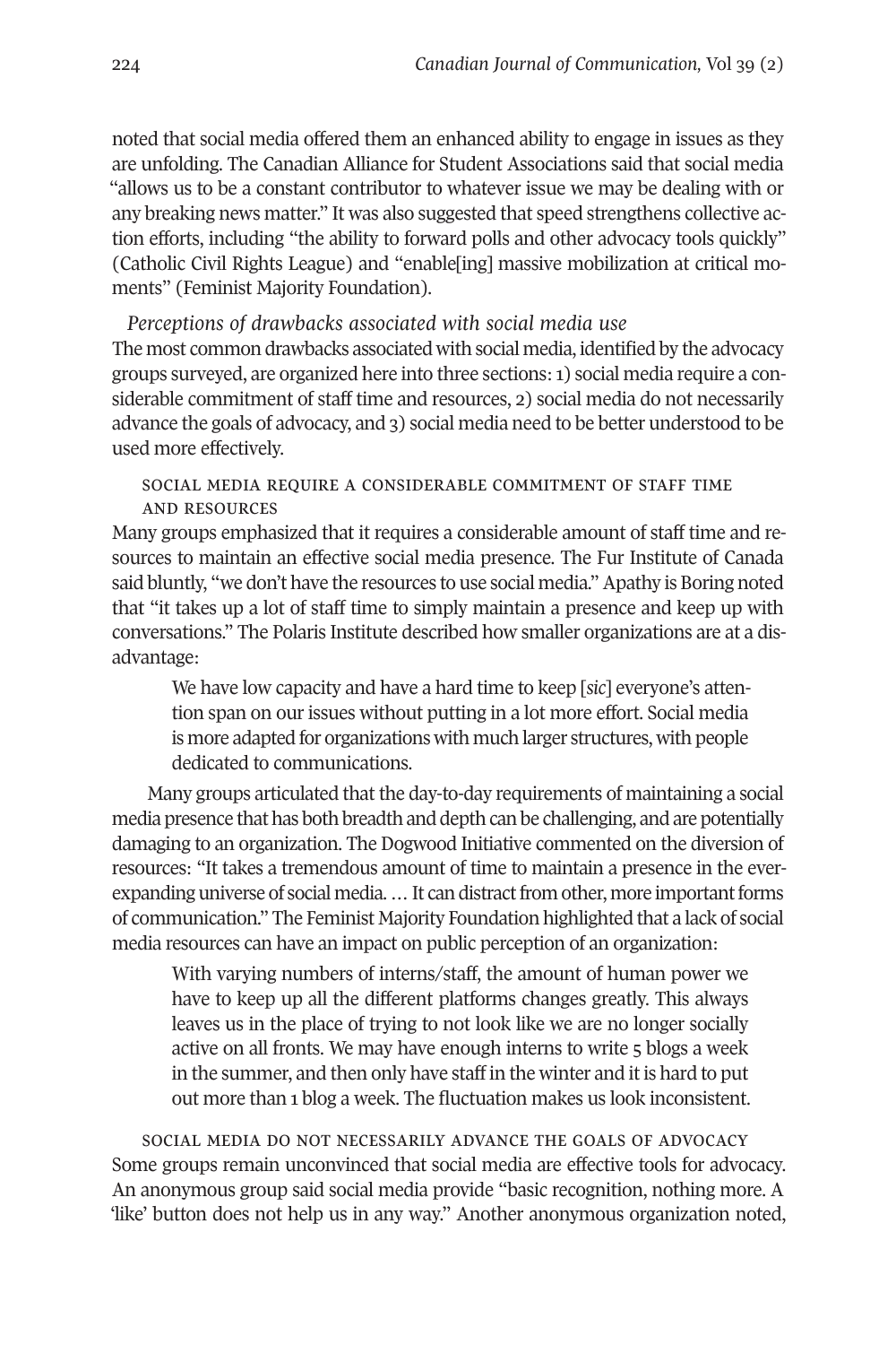noted that social media offered them an enhanced ability to engage in issues as they are unfolding. The Canadian Alliance for Student Associations said that social media "allows us to be a constant contributor to whatever issue we may be dealing with or any breaking news matter." It was also suggested that speed strengthens collective action efforts, including "the ability to forward polls and other advocacy tools quickly" (Catholic Civil Rights League) and "enable[ing] massive mobilization at critical moments" (Feminist Majority Foundation).

### *Perceptions of drawbacks associated with social media use*

The most common drawbacks associated with social media, identified by the advocacy groups surveyed, are organized here into three sections: 1) social media require a considerable commitment of staff time and resources, 2) social media do not necessarily advance the goals of advocacy, and 3) social media need to be better understood to be used more effectively.

#### Social media require a considerable commitment of staff time and resources

Many groups emphasized that it requires a considerable amount of staff time and resources to maintain an effective social media presence. The Fur Institute of Canada said bluntly, "we don't have the resources to use social media." Apathy is Boring noted that "it takes up a lot of staff time to simply maintain a presence and keep up with conversations." The Polaris Institute described how smaller organizations are at a disadvantage:

> We have low capacity and have a hard time to keep [*sic*] everyone's attention span on our issues without putting in a lot more effort. Social media is more adapted for organizations with much larger structures, with people dedicated to communications.

Many groups articulated that the day-to-day requirements of maintaining a social media presence that has both breadth and depth can be challenging, and are potentially damaging to an organization. The Dogwood Initiative commented on the diversion of resources: "It takes a tremendous amount of time to maintain a presence in the ever-expanding universe of social media. … It can distract from other, more important forms of communication." The Feminist Majority Foundation highlighted that a lack of social media resources can have an impact on public perception of an organization:

> With varying numbers of interns/staff, the amount of human power we have to keep up all the different platforms changes greatly. This always leaves us in the place of trying to not look like we are no longer socially active on all fronts. We may have enough interns to write 5 blogs a week in the summer, and then only have staff in the winter and it is hard to put out more than 1 blog a week. The fluctuation makes us look inconsistent.

#### Social media do not necessarily advance the goals of advocacy

Some groups remain unconvinced that social media are effective tools for advocacy. An anonymous group said social media provide "basic recognition, nothing more. A 'like' button does not help us in any way." Another anonymous organization noted,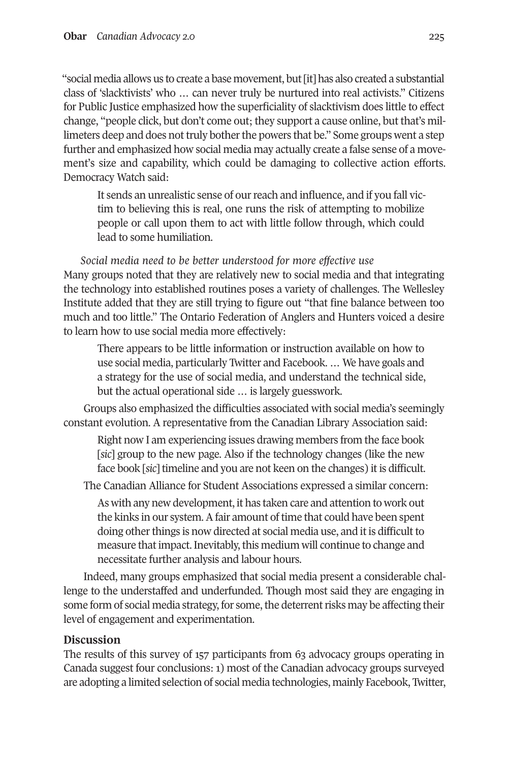"social media allows us to create a base movement, but [it] has also created a substantial class of 'slacktivists' who … can never truly be nurtured into real activists." Citizens for Public Justice emphasized how the superficiality of slacktivism does little to effect change, "people click, but don't come out; they support a cause online, but that's millimeters deep and does not truly bother the powers that be." Some groups went a step further and emphasized how social media may actually create a false sense of a movement's size and capability, which could be damaging to collective action efforts. Democracy Watch said:

> It sends an unrealistic sense of our reach and influence, and if you fall victim to believing this is real, one runs the risk of attempting to mobilize people or call upon them to act with little follow through, which could lead to some humiliation.

*Social media need to be better understood for more effective use*

Many groups noted that they are relatively new to social media and that integrating the technology into established routines poses a variety of challenges. The Wellesley Institute added that they are still trying to figure out "that fine balance between too much and too little." The Ontario Federation of Anglers and Hunters voiced a desire to learn how to use social media more effectively:

> There appears to be little information or instruction available on how to use social media, particularly Twitter and Facebook. … We have goals and a strategy for the use of social media, and understand the technical side, but the actual operational side … is largely guesswork.

Groups also emphasized the difficulties associated with social media's seemingly constant evolution. A representative from the Canadian Library Association said:

> Right now I am experiencing issues drawing members from the face book [*sic*] group to the new page. Also if the technology changes (like the new face book [*sic*] timeline and you are not keen on the changes) it is difficult.

The Canadian Alliance for Student Associations expressed a similar concern:

> As with any new development, it has taken care and attention to work out the kinks in our system. A fair amount of time that could have been spent doing other things is now directed at social media use, and it is difficult to measure that impact. Inevitably, this medium will continue to change and necessitate further analysis and labour hours.

Indeed, many groups emphasized that social media present a considerable challenge to the understaffed and underfunded. Though most said they are engaging in some form of social media strategy, for some, the deterrent risks may be affecting their level of engagement and experimentation.

## Discussion

The results of this survey of 157 participants from 63 advocacy groups operating in Canada suggest four conclusions: 1) most of the Canadian advocacy groups surveyed are adopting a limited selection of social media technologies, mainly Facebook, Twitter,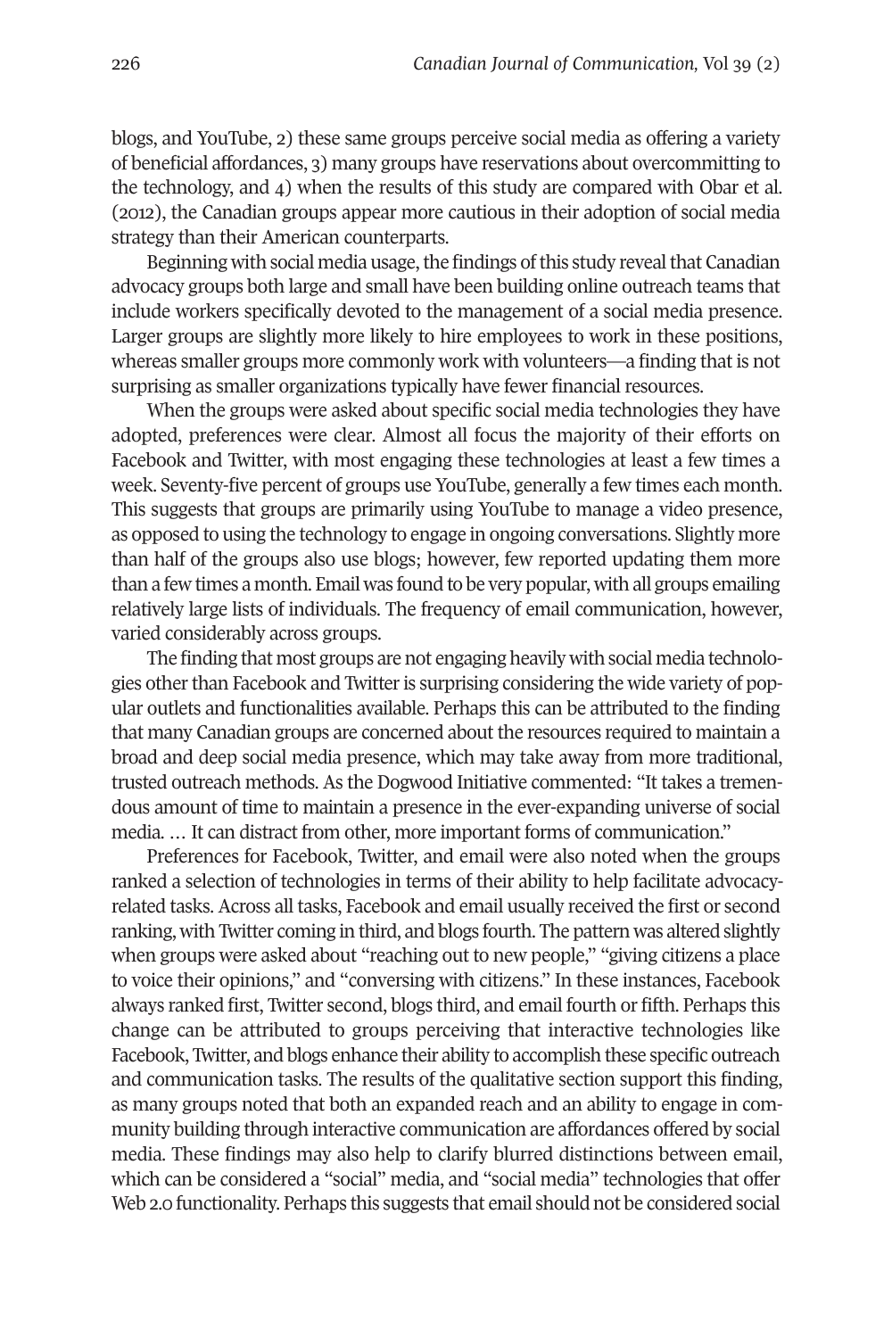blogs, and YouTube, 2) these same groups perceive social media as offering a variety of beneficial affordances, 3) many groups have reservations about overcommitting to the technology, and 4) when the results of this study are compared with Obar et al. (2012), the Canadian groups appear more cautious in their adoption of social media strategy than their American counterparts.

Beginning with social media usage, the findings of this study reveal that Canadian advocacy groups both large and small have been building online outreach teams that include workers specifically devoted to the management of a social media presence. Larger groups are slightly more likely to hire employees to work in these positions, whereas smaller groups more commonly work with volunteers—a finding that is not surprising as smaller organizations typically have fewer financial resources.

When the groups were asked about specific social media technologies they have adopted, preferences were clear. Almost all focus the majority of their efforts on Facebook and Twitter, with most engaging these technologies at least a few times a week. Seventy-five percent of groups use YouTube, generally a few times each month. This suggests that groups are primarily using YouTube to manage a video presence, as opposed to using the technology to engage in ongoing conversations. Slightly more than half of the groups also use blogs; however, few reported updating them more than a few times a month. Email was found to be very popular, with all groups emailing relatively large lists of individuals. The frequency of email communication, however, varied considerably across groups.

The finding that most groups are not engaging heavily with social media technologies other than Facebook and Twitter is surprising considering the wide variety of popular outlets and functionalities available. Perhaps this can be attributed to the finding that many Canadian groups are concerned about the resources required to maintain a broad and deep social media presence, which may take away from more traditional, trusted outreach methods. As the Dogwood Initiative commented: "It takes a tremendous amount of time to maintain a presence in the ever-expanding universe of social media. … It can distract from other, more important forms of communication."

Preferences for Facebook, Twitter, and email were also noted when the groups ranked a selection of technologies in terms of their ability to help facilitate advocacy-related tasks. Across all tasks, Facebook and email usually received the first or second ranking, with Twitter coming in third, and blogs fourth. The pattern was altered slightly when groups were asked about "reaching out to new people," "giving citizens a place to voice their opinions," and "conversing with citizens." In these instances, Facebook always ranked first, Twitter second, blogs third, and email fourth or fifth. Perhaps this change can be attributed to groups perceiving that interactive technologies like Facebook, Twitter, and blogs enhance their ability to accomplish these specific outreach and communication tasks. The results of the qualitative section support this finding, as many groups noted that both an expanded reach and an ability to engage in community building through interactive communication are affordances offered by social media. These findings may also help to clarify blurred distinctions between email, which can be considered a "social" media, and "social media" technologies that offer Web 2.0 functionality. Perhaps this suggests that email should not be considered social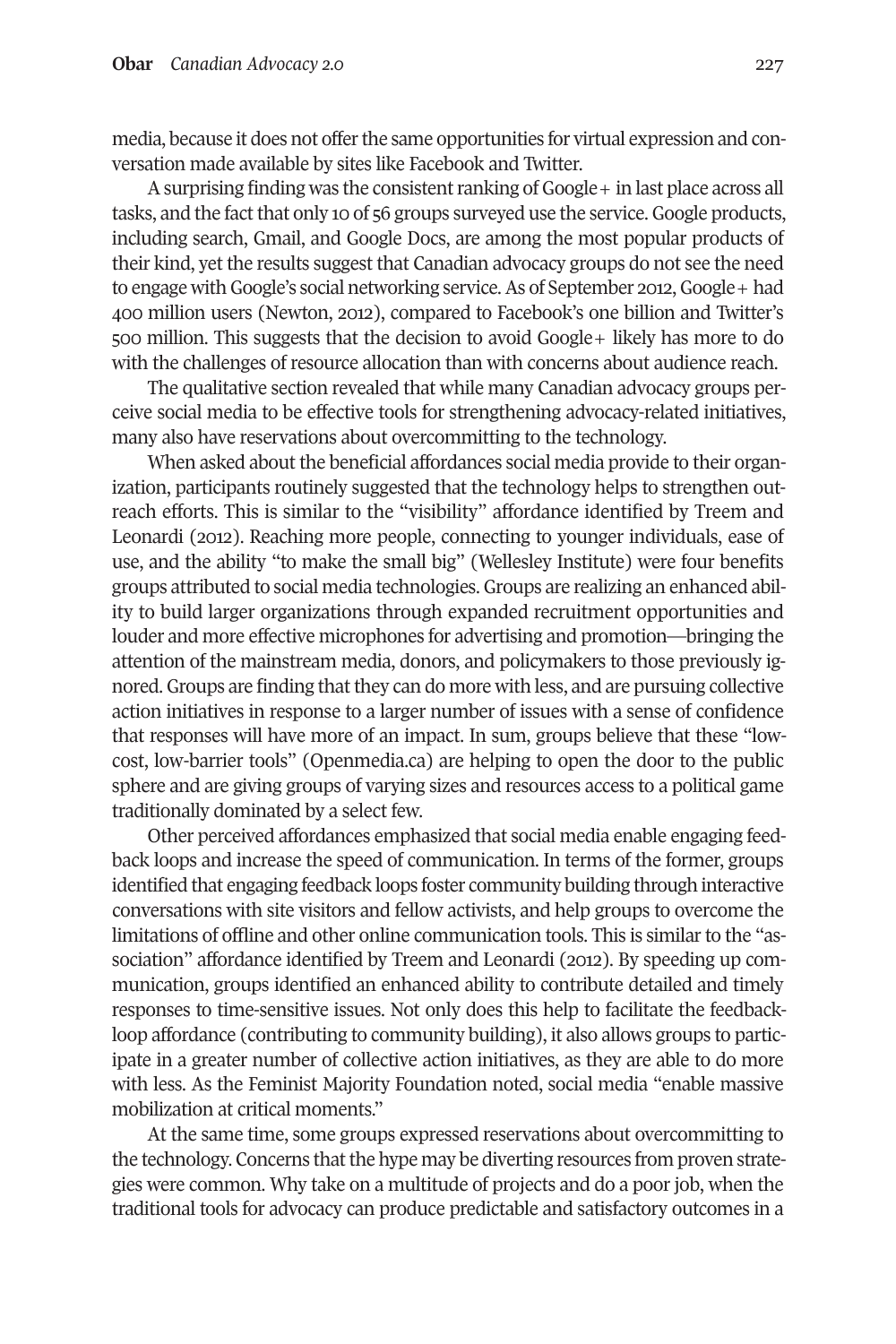media, because it does not offer the same opportunities for virtual expression and conversation made available by sites like Facebook and Twitter.

A surprising finding was the consistent ranking of Google+ in last place across all tasks, and the fact that only 10 of 56 groups surveyed use the service. Google products, including search, Gmail, and Google Docs, are among the most popular products of their kind, yet the results suggest that Canadian advocacy groups do not see the need to engage with Google's social networking service. As of September 2012, Google+ had 400 million users (Newton, 2012), compared to Facebook's one billion and Twitter's 500 million. This suggests that the decision to avoid Google+ likely has more to do with the challenges of resource allocation than with concerns about audience reach.

The qualitative section revealed that while many Canadian advocacy groups perceive social media to be effective tools for strengthening advocacy-related initiatives, many also have reservations about overcommitting to the technology.

When asked about the beneficial affordances social media provide to their organization, participants routinely suggested that the technology helps to strengthen outreach efforts. This is similar to the "visibility" affordance identified by Treem and Leonardi (2012). Reaching more people, connecting to younger individuals, ease of use, and the ability "to make the small big" (Wellesley Institute) were four benefits groups attributed to social media technologies. Groups are realizing an enhanced ability to build larger organizations through expanded recruitment opportunities and louder and more effective microphones for advertising and promotion—bringing the attention of the mainstream media, donors, and policymakers to those previously ignored. Groups are finding that they can do more with less, and are pursuing collective action initiatives in response to a larger number of issues with a sense of confidence that responses will have more of an impact. In sum, groups believe that these "low-cost, low-barrier tools" (Openmedia.ca) are helping to open the door to the public sphere and are giving groups of varying sizes and resources access to a political game traditionally dominated by a select few.

Other perceived affordances emphasized that social media enable engaging feedback loops and increase the speed of communication. In terms of the former, groups identified that engaging feedback loops foster community building through interactive conversations with site visitors and fellow activists, and help groups to overcome the limitations of offline and other online communication tools. This is similar to the "association" affordance identified by Treem and Leonardi (2012). By speeding up communication, groups identified an enhanced ability to contribute detailed and timely responses to time-sensitive issues. Not only does this help to facilitate the feedback-loop affordance (contributing to community building), it also allows groups to participate in a greater number of collective action initiatives, as they are able to do more with less. As the Feminist Majority Foundation noted, social media "enable massive mobilization at critical moments."

At the same time, some groups expressed reservations about overcommitting to the technology. Concerns that the hype may be diverting resources from proven strategies were common. Why take on a multitude of projects and do a poor job, when the traditional tools for advocacy can produce predictable and satisfactory outcomes in a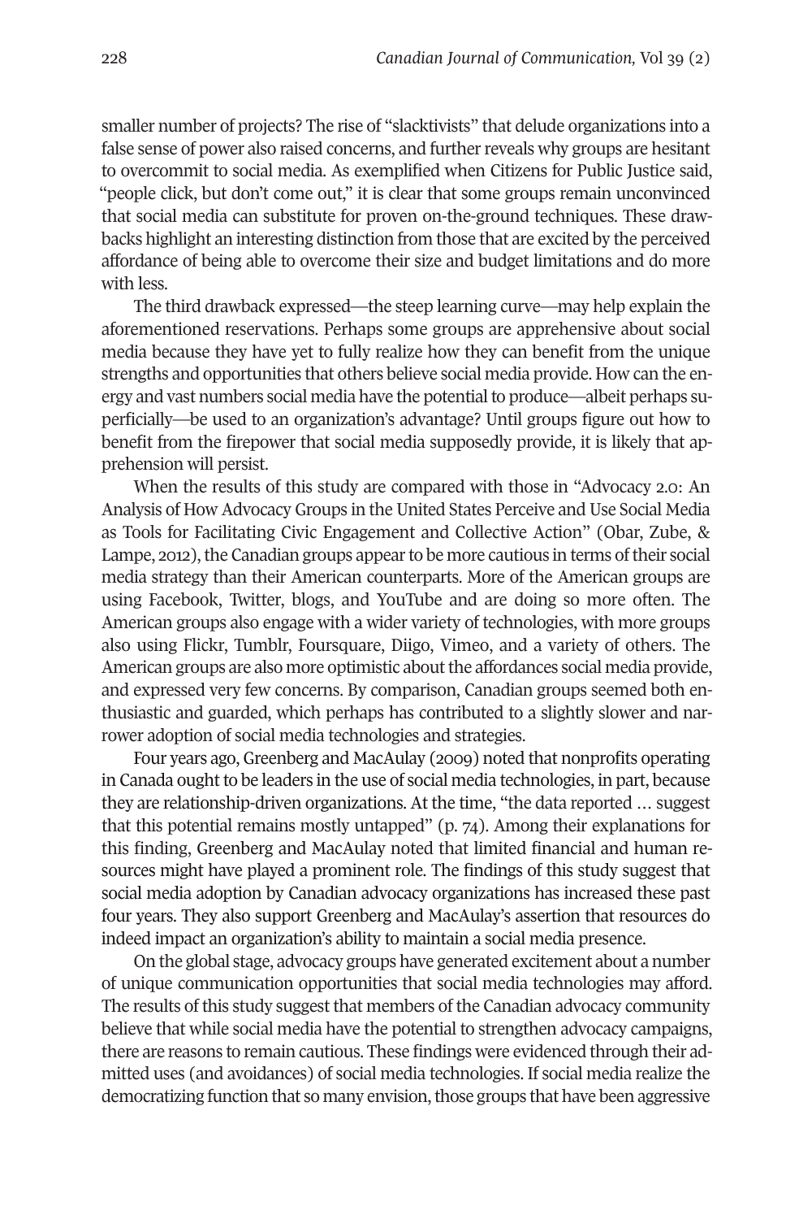smaller number of projects? The rise of "slacktivists" that delude organizations into a false sense of power also raised concerns, and further reveals why groups are hesitant to overcommit to social media. As exemplified when Citizens for Public Justice said, "people click, but don't come out," it is clear that some groups remain unconvinced that social media can substitute for proven on-the-ground techniques. These drawbacks highlight an interesting distinction from those that are excited by the perceived affordance of being able to overcome their size and budget limitations and do more with less.

The third drawback expressed—the steep learning curve—may help explain the aforementioned reservations. Perhaps some groups are apprehensive about social media because they have yet to fully realize how they can benefit from the unique strengths and opportunities that others believe social media provide. How can the energy and vast numbers social media have the potential to produce—albeit perhaps superficially—be used to an organization's advantage? Until groups figure out how to benefit from the firepower that social media supposedly provide, it is likely that apprehension will persist.

When the results of this study are compared with those in "Advocacy 2.0: An Analysis of How Advocacy Groups in the United States Perceive and Use Social Media as Tools for Facilitating Civic Engagement and Collective Action" (Obar, Zube, & Lampe, 2012), the Canadian groups appear to be more cautious in terms of their social media strategy than their American counterparts. More of the American groups are using Facebook, Twitter, blogs, and YouTube and are doing so more often. The American groups also engage with a wider variety of technologies, with more groups also using Flickr, Tumblr, Foursquare, Diigo, Vimeo, and a variety of others. The American groups are also more optimistic about the affordances social media provide, and expressed very few concerns. By comparison, Canadian groups seemed both enthusiastic and guarded, which perhaps has contributed to a slightly slower and narrower adoption of social media technologies and strategies.

Four years ago, Greenberg and MacAulay (2009) noted that nonprofits operating in Canada ought to be leaders in the use of social media technologies, in part, because they are relationship-driven organizations. At the time, "the data reported … suggest that this potential remains mostly untapped" (p. 74). Among their explanations for this finding, Greenberg and MacAulay noted that limited financial and human resources might have played a prominent role. The findings of this study suggest that social media adoption by Canadian advocacy organizations has increased these past four years. They also support Greenberg and MacAulay's assertion that resources do indeed impact an organization's ability to maintain a social media presence.

On the global stage, advocacy groups have generated excitement about a number of unique communication opportunities that social media technologies may afford. The results of this study suggest that members of the Canadian advocacy community believe that while social media have the potential to strengthen advocacy campaigns, there are reasons to remain cautious. These findings were evidenced through their admitted uses (and avoidances) of social media technologies. If social media realize the democratizing function that so many envision, those groups that have been aggressive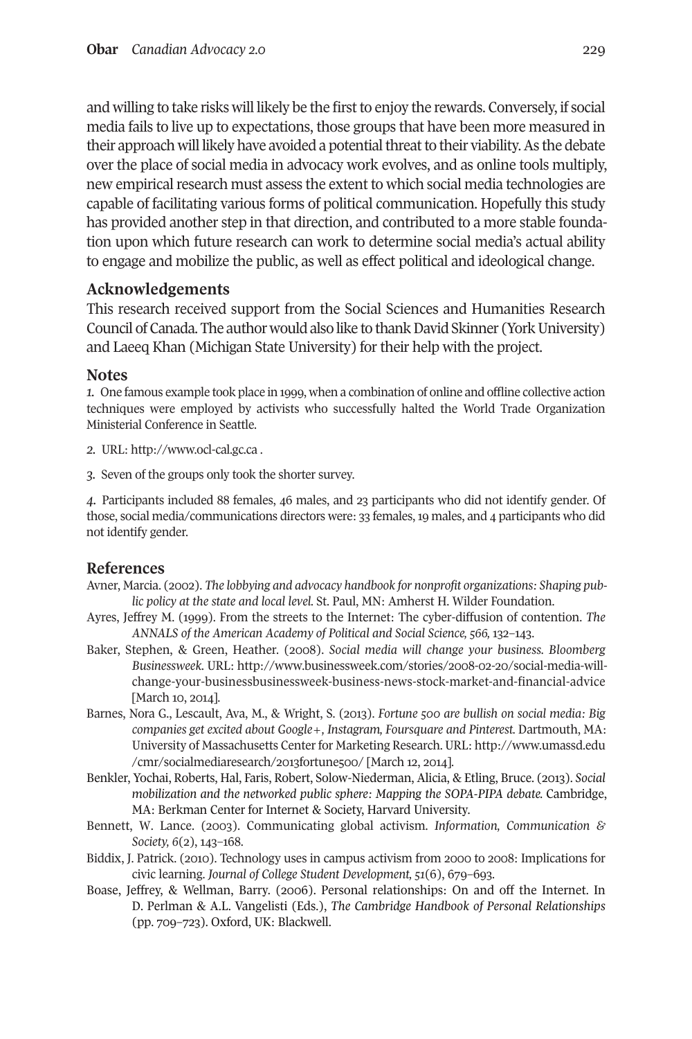and willing to take risks will likely be the first to enjoy the rewards. Conversely, if social media fails to live up to expectations, those groups that have been more measured in their approach will likely have avoided a potential threat to their viability. As the debate over the place of social media in advocacy work evolves, and as online tools multiply, new empirical research must assess the extent to which social media technologies are capable of facilitating various forms of political communication. Hopefully this study has provided another step in that direction, and contributed to a more stable foundation upon which future research can work to determine social media's actual ability to engage and mobilize the public, as well as effect political and ideological change.

## Acknowledgements

This research received support from the Social Sciences and Humanities Research Council of Canada. The author would also like to thank David Skinner (York University) and Laeeq Khan (Michigan State University) for their help with the project.

## Notes

*1.* One famous example took place in 1999, when a combination of online and offline collective action techniques were employed by activists who successfully halted the World Trade Organization Ministerial Conference in Seattle.

*2.* URL: http://www.ocl-cal.gc.ca .

*3.* Seven of the groups only took the shorter survey.

*4.* Participants included 88 females, 46 males, and 23 participants who did not identify gender. Of those, social media/communications directors were: 33 females, 19 males, and 4 participants who did not identify gender.

## References

Avner, Marcia. (2002). *The lobbying and advocacy handbook for nonprofit organizations: Shaping public policy at the state and local level.* St. Paul, MN: Amherst H. Wilder Foundation.

Ayres, Jeffrey M. (1999). From the streets to the Internet: The cyber-diffusion of contention. *The ANNALS of the American Academy of Political and Social Science, 566,* 132–143.

Baker, Stephen, & Green, Heather. (2008). *Social media will change your business. Bloomberg Businessweek.* URL: http://www.businessweek.com/stories/2008-02-20/social-media-will-change-your-businessbusinessweek-business-news-stock-market-and-financial-advice [March 10, 2014].

Barnes, Nora G., Lescault, Ava, M., & Wright, S. (2013). *Fortune 500 are bullish on social media: Big companies get excited about Google+, Instagram, Foursquare and Pinterest.* Dartmouth, MA: University of Massachusetts Center for Marketing Research. URL: http://www.umassd.edu/cmr/socialmediaresearch/2013fortune500/ [March 12, 2014].

Benkler, Yochai, Roberts, Hal, Faris, Robert, Solow-Niederman, Alicia, & Etling, Bruce. (2013). *Social mobilization and the networked public sphere: Mapping the SOPA-PIPA debate.* Cambridge, MA: Berkman Center for Internet & Society, Harvard University.

Bennett, W. Lance. (2003). Communicating global activism. *Information, Communication & Society, 6*(2), 143–168.

Biddix, J. Patrick. (2010). Technology uses in campus activism from 2000 to 2008: Implications for civic learning. *Journal of College Student Development, 51*(6), 679–693.

Boase, Jeffrey, & Wellman, Barry. (2006). Personal relationships: On and off the Internet. In D. Perlman & A.L. Vangelisti (Eds.), *The Cambridge Handbook of Personal Relationships* (pp. 709–723). Oxford, UK: Blackwell.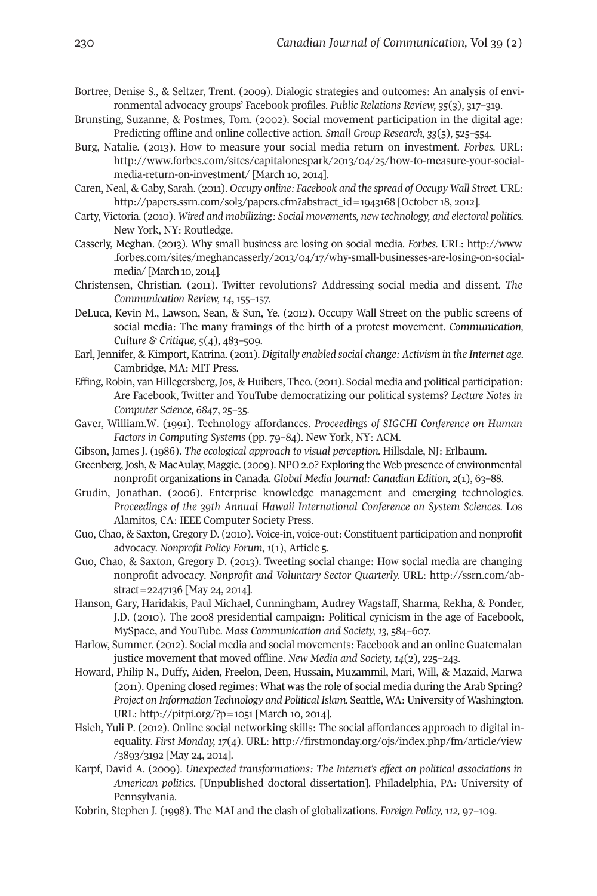Bortree, Denise S., & Seltzer, Trent. (2009). Dialogic strategies and outcomes: An analysis of environmental advocacy groups' Facebook profiles. *Public Relations Review, 35*(3), 317–319.

Brunsting, Suzanne, & Postmes, Tom. (2002). Social movement participation in the digital age: Predicting offline and online collective action. *Small Group Research, 33*(5), 525–554.

Burg, Natalie. (2013). How to measure your social media return on investment. *Forbes.* URL: http://www.forbes.com/sites/capitalonespark/2013/04/25/how-to-measure-your-social-media-return-on-investment/ [March 10, 2014].

Caren, Neal, & Gaby, Sarah. (2011). *Occupy online: Facebook and the spread of Occupy Wall Street.* URL: http://papers.ssrn.com/sol3/papers.cfm?abstract_id=1943168 [October 18, 2012].

Carty, Victoria. (2010). *Wired and mobilizing: Social movements, new technology, and electoral politics.* New York, NY: Routledge.

Casserly, Meghan. (2013). Why small business are losing on social media. *Forbes.* URL: http://www.forbes.com/sites/meghancasserly/2013/04/17/why-small-businesses-are-losing-on-social-media/ [March 10, 2014].

Christensen, Christian. (2011). Twitter revolutions? Addressing social media and dissent. *The Communication Review, 14*, 155–157.

DeLuca, Kevin M., Lawson, Sean, & Sun, Ye. (2012). Occupy Wall Street on the public screens of social media: The many framings of the birth of a protest movement. *Communication, Culture & Critique, 5*(4), 483–509.

Earl, Jennifer, & Kimport, Katrina. (2011). *Digitally enabled social change: Activism in the Internet age.* Cambridge, MA: MIT Press.

Effing, Robin, van Hillegersberg, Jos, & Huibers, Theo. (2011). Social media and political participation: Are Facebook, Twitter and YouTube democratizing our political systems? *Lecture Notes in Computer Science, 6847*, 25–35.

Gaver, William.W. (1991). Technology affordances. *Proceedings of SIGCHI Conference on Human Factors in Computing Systems* (pp. 79–84). New York, NY: ACM.

Gibson, James J. (1986). *The ecological approach to visual perception.* Hillsdale, NJ: Erlbaum.

Greenberg, Josh, & MacAulay, Maggie. (2009). NPO 2.0? Exploring the Web presence of environmental nonprofit organizations in Canada. *Global Media Journal: Canadian Edition, 2*(1), 63–88.

Grudin, Jonathan. (2006). Enterprise knowledge management and emerging technologies. *Proceedings of the 39th Annual Hawaii International Conference on System Sciences.* Los Alamitos, CA: IEEE Computer Society Press.

Guo, Chao, & Saxton, Gregory D. (2010). Voice-in, voice-out: Constituent participation and nonprofit advocacy. *Nonprofit Policy Forum, 1*(1), Article 5.

Guo, Chao, & Saxton, Gregory D. (2013). Tweeting social change: How social media are changing nonprofit advocacy. *Nonprofit and Voluntary Sector Quarterly.* URL: http://ssrn.com/abstract=2247136 [May 24, 2014].

Hanson, Gary, Haridakis, Paul Michael, Cunningham, Audrey Wagstaff, Sharma, Rekha, & Ponder, J.D. (2010). The 2008 presidential campaign: Political cynicism in the age of Facebook, MySpace, and YouTube. *Mass Communication and Society, 13*, 584–607.

Harlow, Summer. (2012). Social media and social movements: Facebook and an online Guatemalan justice movement that moved offline. *New Media and Society, 14*(2), 225–243.

Howard, Philip N., Duffy, Aiden, Freelon, Deen, Hussain, Muzammil, Mari, Will, & Mazaid, Marwa (2011). Opening closed regimes: What was the role of social media during the Arab Spring? *Project on Information Technology and Political Islam.* Seattle, WA: University of Washington. URL: http://pitpi.org/?p=1051 [March 10, 2014].

Hsieh, Yuli P. (2012). Online social networking skills: The social affordances approach to digital inequality. *First Monday, 17*(4). URL: http://firstmonday.org/ojs/index.php/fm/article/view/3893/3192 [May 24, 2014].

Karpf, David A. (2009). *Unexpected transformations: The Internet's effect on political associations in American politics*. [Unpublished doctoral dissertation]. Philadelphia, PA: University of Pennsylvania.

Kobrin, Stephen J. (1998). The MAI and the clash of globalizations. *Foreign Policy, 112,* 97–109.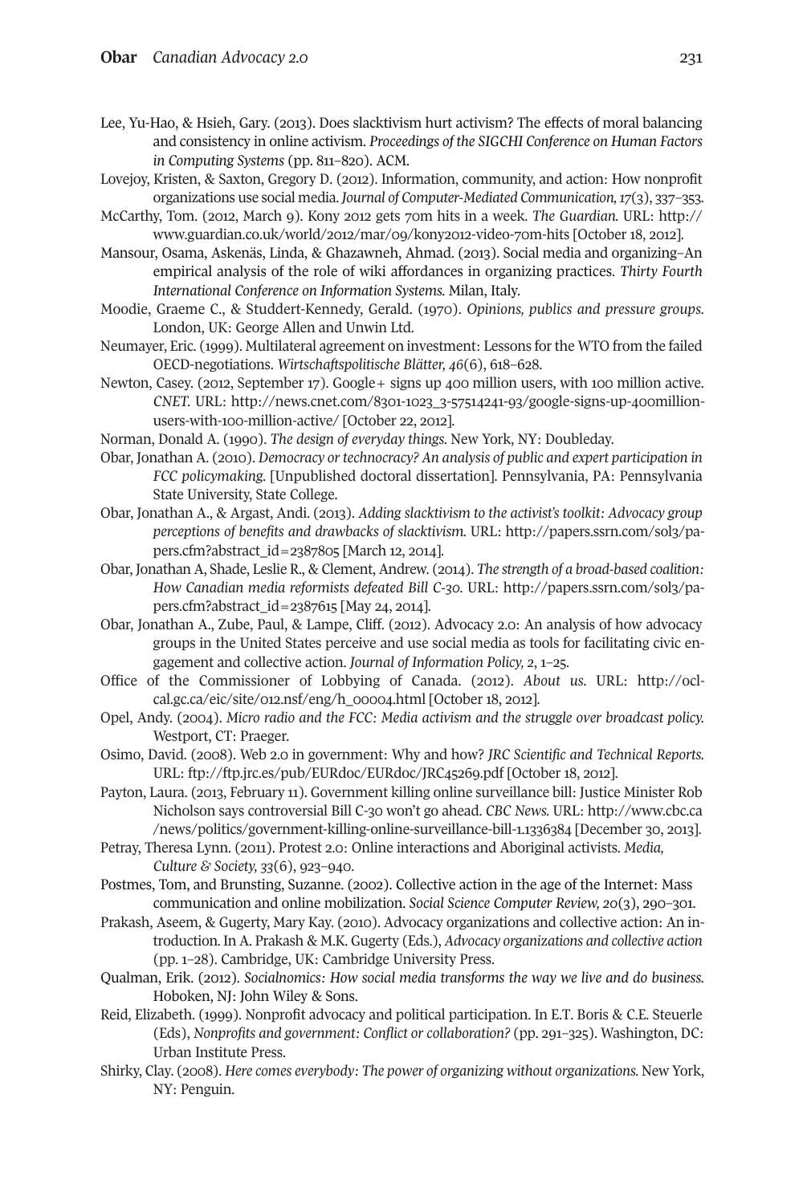Lee, Yu-Hao, & Hsieh, Gary. (2013). Does slacktivism hurt activism? The effects of moral balancing and consistency in online activism. *Proceedings of the SIGCHI Conference on Human Factors in Computing Systems* (pp. 811–820). ACM.

Lovejoy, Kristen, & Saxton, Gregory D. (2012). Information, community, and action: How nonprofit organizations use social media. *Journal of Computer-Mediated Communication, 17*(3), 337–353.

McCarthy, Tom. (2012, March 9). Kony 2012 gets 70m hits in a week. *The Guardian.* URL: http://www.guardian.co.uk/world/2012/mar/09/kony2012-video-70m-hits [October 18, 2012].

Mansour, Osama, Askenäs, Linda, & Ghazawneh, Ahmad. (2013). Social media and organizing–An empirical analysis of the role of wiki affordances in organizing practices. *Thirty Fourth International Conference on Information Systems.* Milan, Italy.

Moodie, Graeme C., & Studdert-Kennedy, Gerald. (1970). *Opinions, publics and pressure groups.* London, UK: George Allen and Unwin Ltd.

Neumayer, Eric. (1999). Multilateral agreement on investment: Lessons for the WTO from the failed OECD-negotiations. *Wirtschaftspolitische Blätter, 46*(6), 618–628.

Newton, Casey. (2012, September 17). Google+ signs up 400 million users, with 100 million active. *CNET.* URL: http://news.cnet.com/8301-1023_3-57514241-93/google-signs-up-400million-users-with-100-million-active/ [October 22, 2012].

Norman, Donald A. (1990). *The design of everyday things.* New York, NY: Doubleday.

Obar, Jonathan A. (2010). *Democracy or technocracy? An analysis of public and expert participation in FCC policymaking.* [Unpublished doctoral dissertation]. Pennsylvania, PA: Pennsylvania State University, State College.

Obar, Jonathan A., & Argast, Andi. (2013). *Adding slacktivism to the activist's toolkit: Advocacy group perceptions of benefits and drawbacks of slacktivism.* URL: http://papers.ssrn.com/sol3/papers.cfm?abstract_id=2387805 [March 12, 2014].

Obar, Jonathan A, Shade, Leslie R., & Clement, Andrew. (2014). *The strength of a broad-based coalition: How Canadian media reformists defeated Bill C-30.* URL: http://papers.ssrn.com/sol3/papers.cfm?abstract_id=2387615 [May 24, 2014].

Obar, Jonathan A., Zube, Paul, & Lampe, Cliff. (2012). Advocacy 2.0: An analysis of how advocacy groups in the United States perceive and use social media as tools for facilitating civic engagement and collective action. *Journal of Information Policy, 2*, 1–25.

Office of the Commissioner of Lobbying of Canada. (2012). *About us.* URL: http://ocl-cal.gc.ca/eic/site/012.nsf/eng/h_00004.html [October 18, 2012].

Opel, Andy. (2004). *Micro radio and the FCC: Media activism and the struggle over broadcast policy.* Westport, CT: Praeger.

Osimo, David. (2008). Web 2.0 in government: Why and how? *JRC Scientific and Technical Reports.* URL: ftp://ftp.jrc.es/pub/EURdoc/EURdoc/JRC45269.pdf [October 18, 2012].

Payton, Laura. (2013, February 11). Government killing online surveillance bill: Justice Minister Rob Nicholson says controversial Bill C-30 won't go ahead. *CBC News.* URL: http://www.cbc.ca/news/politics/government-killing-online-surveillance-bill-1.1336384 [December 30, 2013].

Petray, Theresa Lynn. (2011). Protest 2.0: Online interactions and Aboriginal activists. *Media, Culture & Society, 33*(6), 923–940.

Postmes, Tom, and Brunsting, Suzanne. (2002). Collective action in the age of the Internet: Mass communication and online mobilization. *Social Science Computer Review, 20*(3), 290–301.

Prakash, Aseem, & Gugerty, Mary Kay. (2010). Advocacy organizations and collective action: An introduction. In A. Prakash & M.K. Gugerty (Eds.), *Advocacy organizations and collective action* (pp. 1–28). Cambridge, UK: Cambridge University Press.

Qualman, Erik. (2012). *Socialnomics: How social media transforms the way we live and do business.* Hoboken, NJ: John Wiley & Sons.

Reid, Elizabeth. (1999). Nonprofit advocacy and political participation. In E.T. Boris & C.E. Steuerle (Eds), *Nonprofits and government: Conflict or collaboration?* (pp. 291–325). Washington, DC: Urban Institute Press.

Shirky, Clay. (2008). *Here comes everybody: The power of organizing without organizations.* New York, NY: Penguin.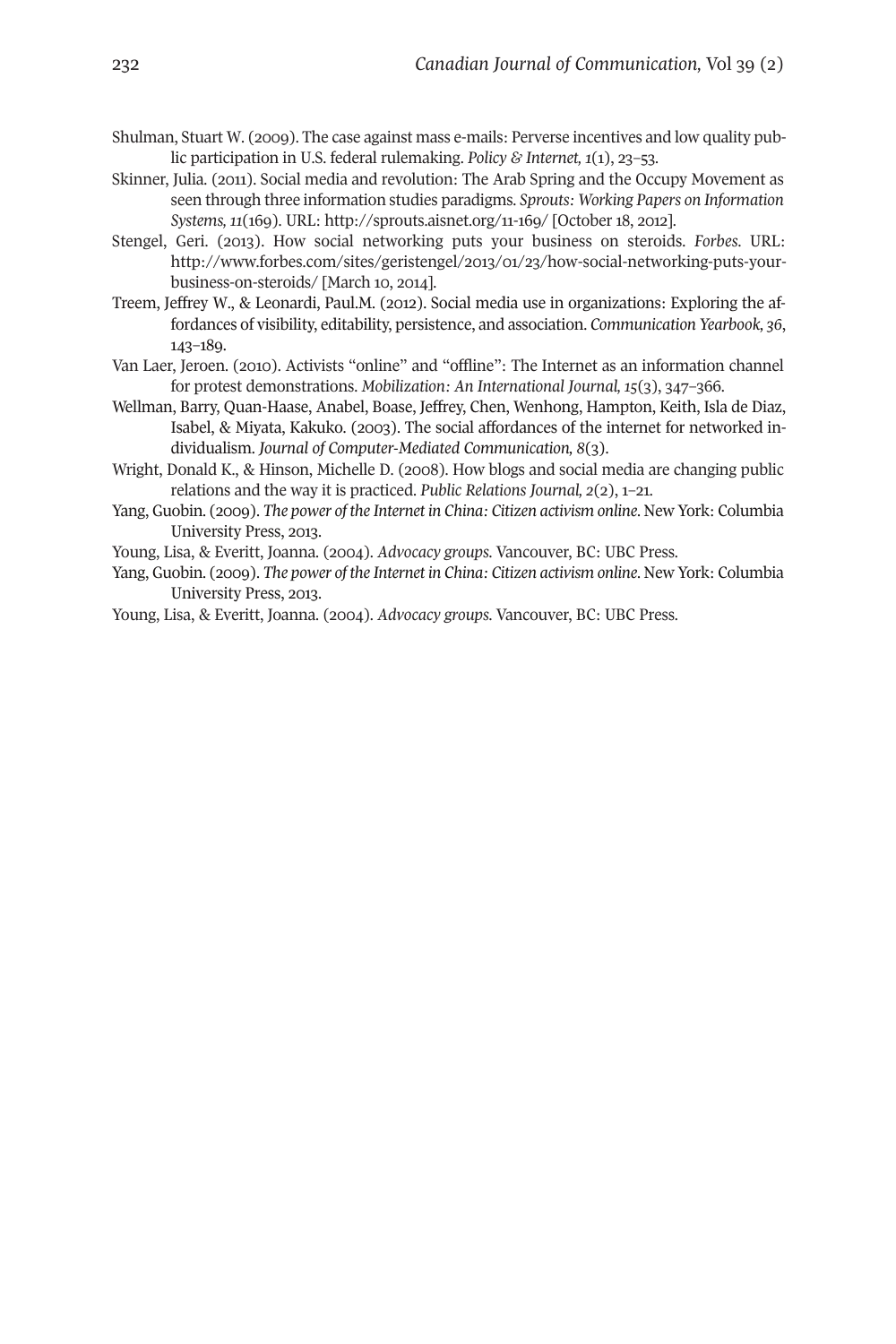Shulman, Stuart W. (2009). The case against mass e-mails: Perverse incentives and low quality public participation in U.S. federal rulemaking. *Policy & Internet, 1*(1), 23–53.

Skinner, Julia. (2011). Social media and revolution: The Arab Spring and the Occupy Movement as seen through three information studies paradigms. *Sprouts: Working Papers on Information Systems, 11*(169). URL: http://sprouts.aisnet.org/11-169/ [October 18, 2012].

Stengel, Geri. (2013). How social networking puts your business on steroids. *Forbes*. URL: http://www.forbes.com/sites/geristengel/2013/01/23/how-social-networking-puts-your-business-on-steroids/ [March 10, 2014].

Treem, Jeffrey W., & Leonardi, Paul.M. (2012). Social media use in organizations: Exploring the affordances of visibility, editability, persistence, and association. *Communication Yearbook, 36*, 143–189.

Van Laer, Jeroen. (2010). Activists "online" and "offline": The Internet as an information channel for protest demonstrations. *Mobilization: An International Journal, 15*(3), 347–366.

Wellman, Barry, Quan-Haase, Anabel, Boase, Jeffrey, Chen, Wenhong, Hampton, Keith, Isla de Diaz, Isabel, & Miyata, Kakuko. (2003). The social affordances of the internet for networked individualism. *Journal of Computer-Mediated Communication, 8*(3).

Wright, Donald K., & Hinson, Michelle D. (2008). How blogs and social media are changing public relations and the way it is practiced. *Public Relations Journal, 2*(2), 1–21.

Yang, Guobin. (2009). *The power of the Internet in China: Citizen activism online*. New York: Columbia University Press, 2013.

Young, Lisa, & Everitt, Joanna. (2004). *Advocacy groups*. Vancouver, BC: UBC Press.

Yang, Guobin. (2009). *The power of the Internet in China: Citizen activism online*. New York: Columbia University Press, 2013.

Young, Lisa, & Everitt, Joanna. (2004). *Advocacy groups*. Vancouver, BC: UBC Press.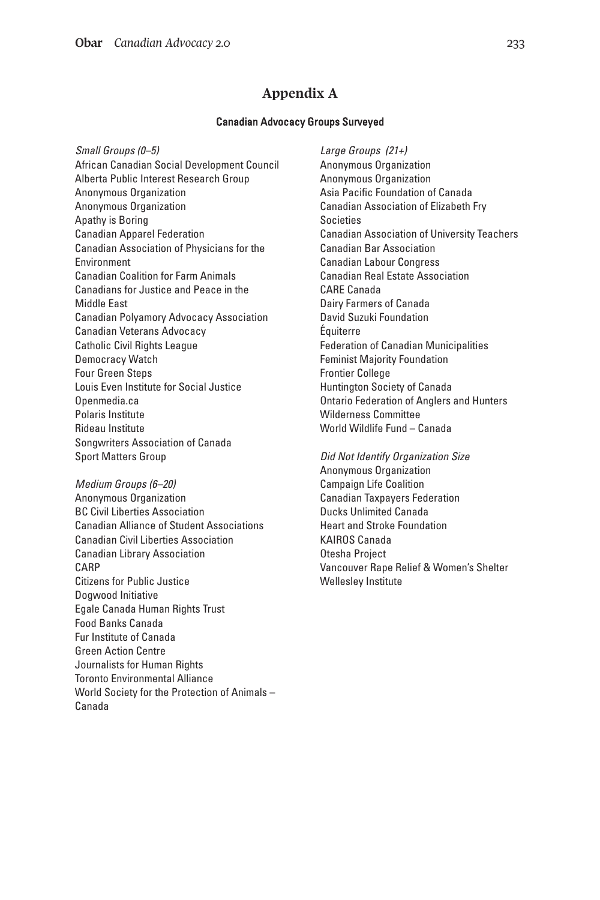# Appendix A

### Canadian Advocacy Groups Surveyed

*Small Groups (0–5)*

African Canadian Social Development Council
Alberta Public Interest Research Group
Anonymous Organization
Anonymous Organization
Apathy is Boring
Canadian Apparel Federation
Canadian Association of Physicians for the Environment
Canadian Coalition for Farm Animals
Canadians for Justice and Peace in the Middle East
Canadian Polyamory Advocacy Association
Canadian Veterans Advocacy
Catholic Civil Rights League
Democracy Watch
Four Green Steps
Louis Even Institute for Social Justice
Openmedia.ca
Polaris Institute
Rideau Institute
Songwriters Association of Canada
Sport Matters Group

*Medium Groups (6–20)*

Anonymous Organization
BC Civil Liberties Association
Canadian Alliance of Student Associations
Canadian Civil Liberties Association
Canadian Library Association
CARP
Citizens for Public Justice
Dogwood Initiative
Egale Canada Human Rights Trust
Food Banks Canada
Fur Institute of Canada
Green Action Centre
Journalists for Human Rights
Toronto Environmental Alliance
World Society for the Protection of Animals – Canada

*Large Groups (21+)*

Anonymous Organization
Anonymous Organization
Asia Pacific Foundation of Canada
Canadian Association of Elizabeth Fry Societies
Canadian Association of University Teachers
Canadian Bar Association
Canadian Labour Congress
Canadian Real Estate Association
CARE Canada
Dairy Farmers of Canada
David Suzuki Foundation
Équiterre
Federation of Canadian Municipalities
Feminist Majority Foundation
Frontier College
Huntington Society of Canada
Ontario Federation of Anglers and Hunters
Wilderness Committee
World Wildlife Fund – Canada

*Did Not Identify Organization Size*

Anonymous Organization
Campaign Life Coalition
Canadian Taxpayers Federation
Ducks Unlimited Canada
Heart and Stroke Foundation
KAIROS Canada
Otesha Project
Vancouver Rape Relief & Women's Shelter
Wellesley Institute